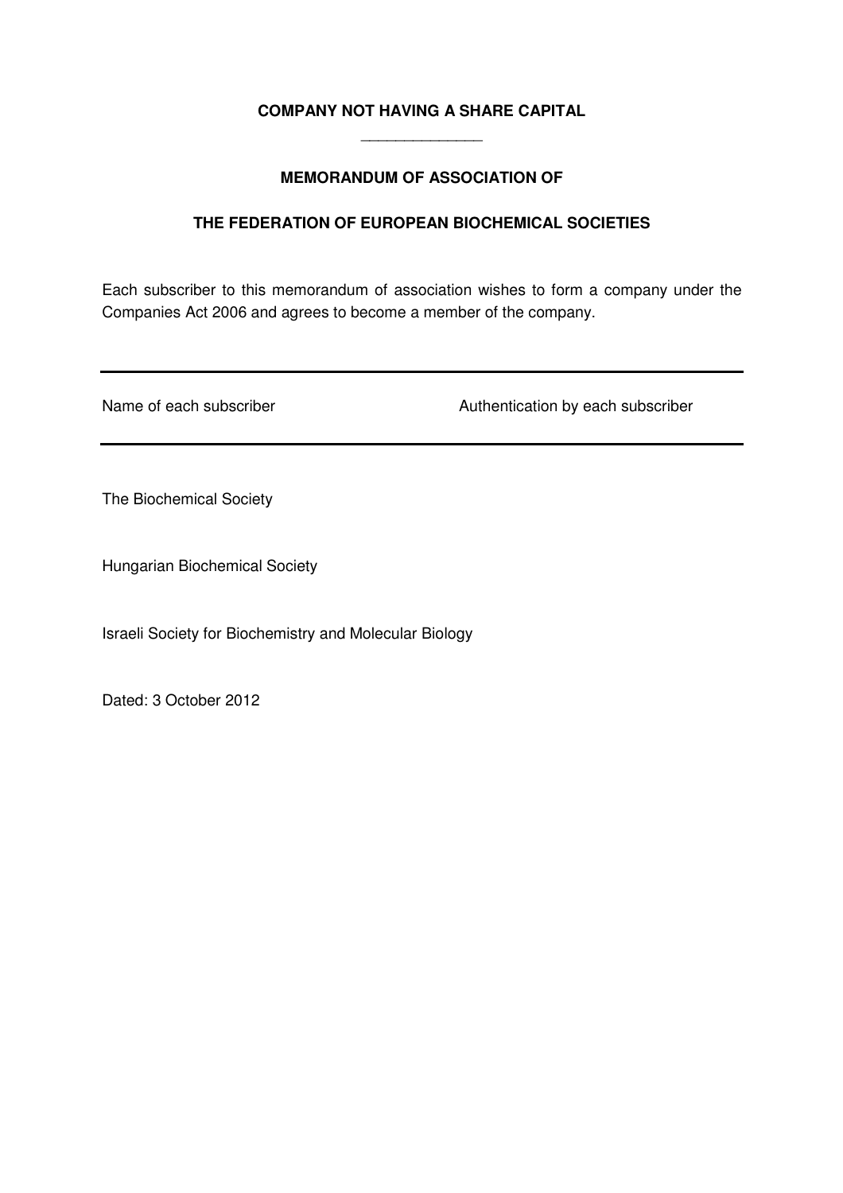**COMPANY NOT HAVING A SHARE CAPITAL**

---

**MEMORANDUM OF ASSOCIATION OF**

**THE FEDERATION OF EUROPEAN BIOCHEMICAL SOCIETIES**

Each subscriber to this memorandum of association wishes to form a company under the Companies Act 2006 and agrees to become a member of the company.

| Name of each subscriber | Authentication by each subscriber |
| --- | --- |
| The Biochemical Society | |
| Hungarian Biochemical Society | |
| Israeli Society for Biochemistry and Molecular Biology | |

Dated: 3 October 2012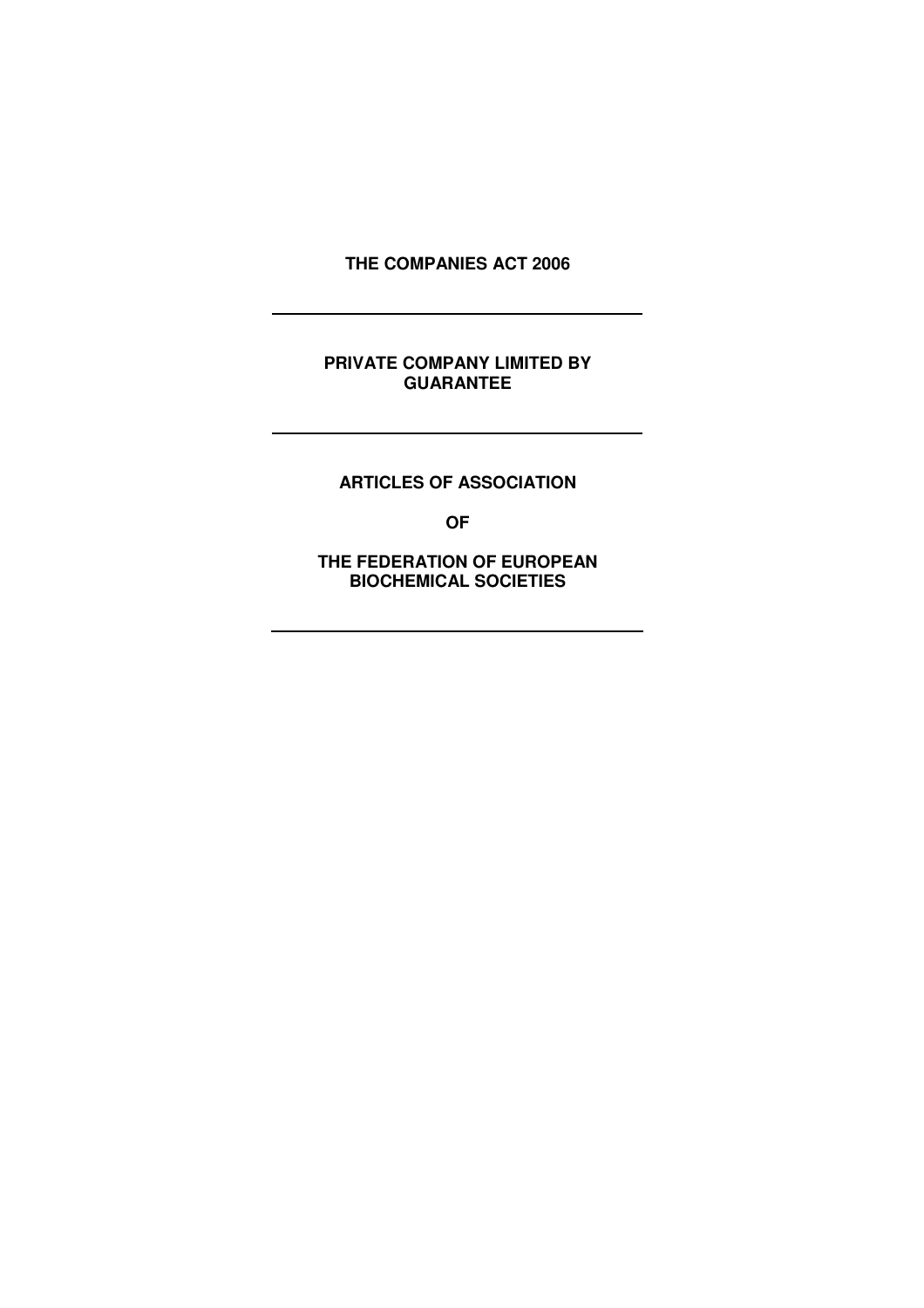**THE COMPANIES ACT 2006**

---

**PRIVATE COMPANY LIMITED BY GUARANTEE**

---

**ARTICLES OF ASSOCIATION**

**OF**

**THE FEDERATION OF EUROPEAN BIOCHEMICAL SOCIETIES**

---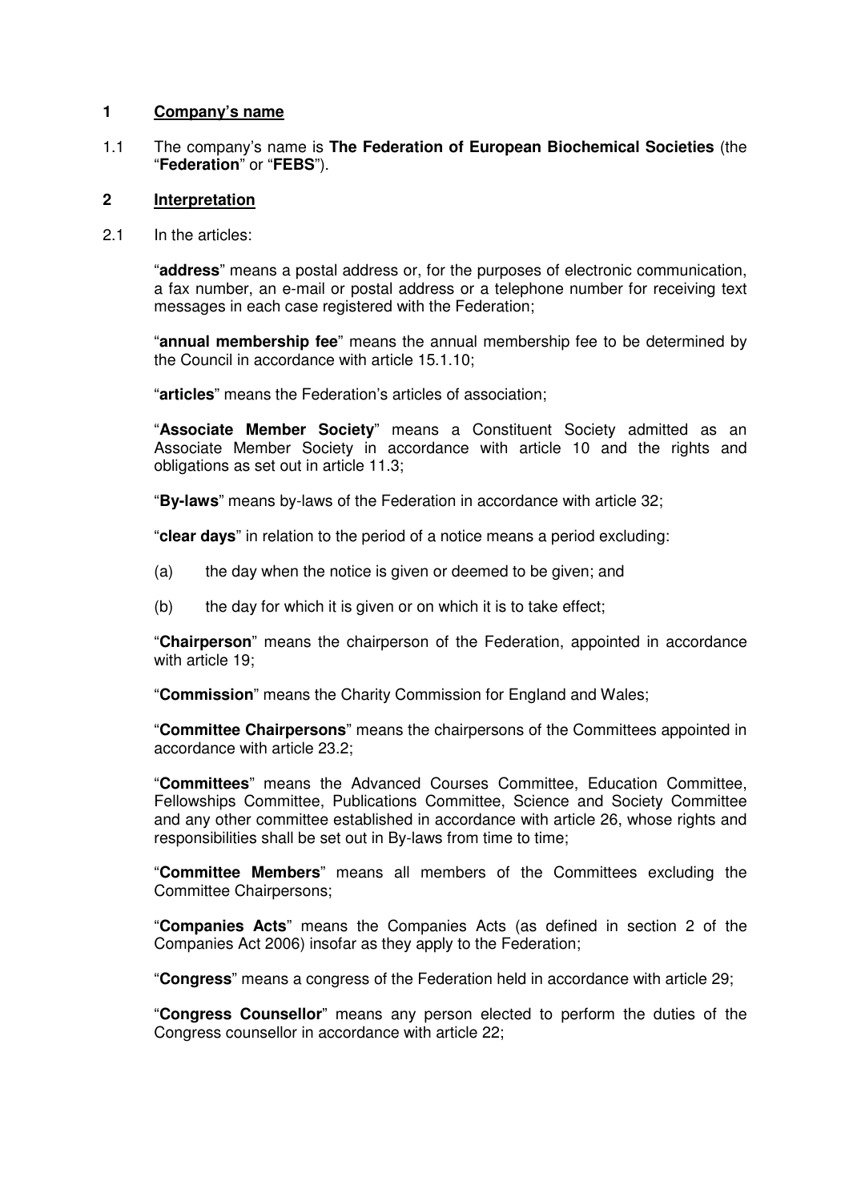## 1 Company's name

1.1 The company's name is **The Federation of European Biochemical Societies** (the "**Federation**" or "**FEBS**").

## 2 Interpretation

2.1 In the articles:

"**address**" means a postal address or, for the purposes of electronic communication, a fax number, an e-mail or postal address or a telephone number for receiving text messages in each case registered with the Federation;

"**annual membership fee**" means the annual membership fee to be determined by the Council in accordance with article 15.1.10;

"**articles**" means the Federation's articles of association;

"**Associate Member Society**" means a Constituent Society admitted as an Associate Member Society in accordance with article 10 and the rights and obligations as set out in article 11.3;

"**By-laws**" means by-laws of the Federation in accordance with article 32;

"**clear days**" in relation to the period of a notice means a period excluding:

(a) the day when the notice is given or deemed to be given; and

(b) the day for which it is given or on which it is to take effect;

"**Chairperson**" means the chairperson of the Federation, appointed in accordance with article 19;

"**Commission**" means the Charity Commission for England and Wales;

"**Committee Chairpersons**" means the chairpersons of the Committees appointed in accordance with article 23.2;

"**Committees**" means the Advanced Courses Committee, Education Committee, Fellowships Committee, Publications Committee, Science and Society Committee and any other committee established in accordance with article 26, whose rights and responsibilities shall be set out in By-laws from time to time;

"**Committee Members**" means all members of the Committees excluding the Committee Chairpersons;

"**Companies Acts**" means the Companies Acts (as defined in section 2 of the Companies Act 2006) insofar as they apply to the Federation;

"**Congress**" means a congress of the Federation held in accordance with article 29;

"**Congress Counsellor**" means any person elected to perform the duties of the Congress counsellor in accordance with article 22;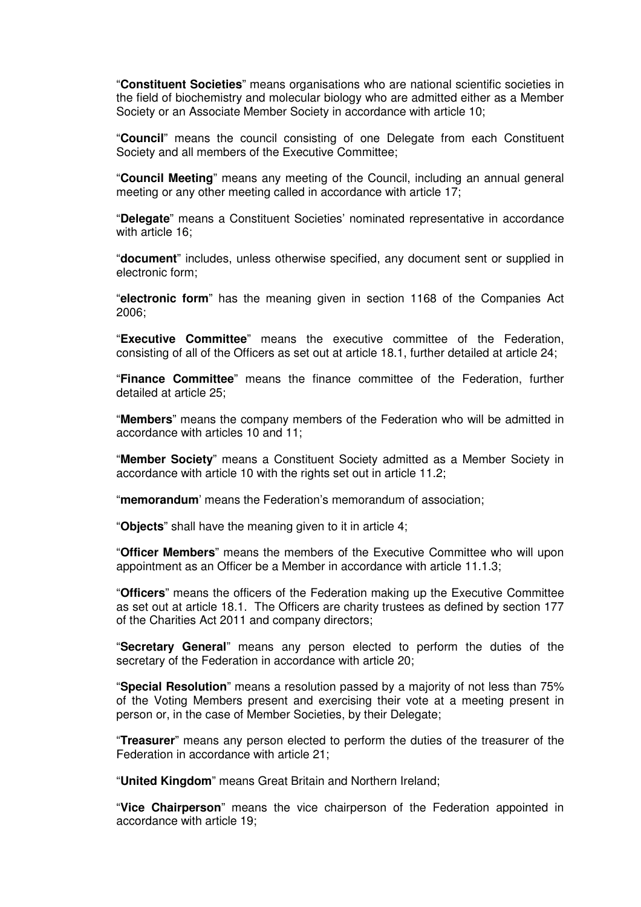"**Constituent Societies**" means organisations who are national scientific societies in the field of biochemistry and molecular biology who are admitted either as a Member Society or an Associate Member Society in accordance with article 10;

"**Council**" means the council consisting of one Delegate from each Constituent Society and all members of the Executive Committee;

"**Council Meeting**" means any meeting of the Council, including an annual general meeting or any other meeting called in accordance with article 17;

"**Delegate**" means a Constituent Societies' nominated representative in accordance with article 16;

"**document**" includes, unless otherwise specified, any document sent or supplied in electronic form;

"**electronic form**" has the meaning given in section 1168 of the Companies Act 2006;

"**Executive Committee**" means the executive committee of the Federation, consisting of all of the Officers as set out at article 18.1, further detailed at article 24;

"**Finance Committee**" means the finance committee of the Federation, further detailed at article 25;

"**Members**" means the company members of the Federation who will be admitted in accordance with articles 10 and 11;

"**Member Society**" means a Constituent Society admitted as a Member Society in accordance with article 10 with the rights set out in article 11.2;

"**memorandum**' means the Federation's memorandum of association;

"**Objects**" shall have the meaning given to it in article 4;

"**Officer Members**" means the members of the Executive Committee who will upon appointment as an Officer be a Member in accordance with article 11.1.3;

"**Officers**" means the officers of the Federation making up the Executive Committee as set out at article 18.1. The Officers are charity trustees as defined by section 177 of the Charities Act 2011 and company directors;

"**Secretary General**" means any person elected to perform the duties of the secretary of the Federation in accordance with article 20;

"**Special Resolution**" means a resolution passed by a majority of not less than 75% of the Voting Members present and exercising their vote at a meeting present in person or, in the case of Member Societies, by their Delegate;

"**Treasurer**" means any person elected to perform the duties of the treasurer of the Federation in accordance with article 21;

"**United Kingdom**" means Great Britain and Northern Ireland;

"**Vice Chairperson**" means the vice chairperson of the Federation appointed in accordance with article 19;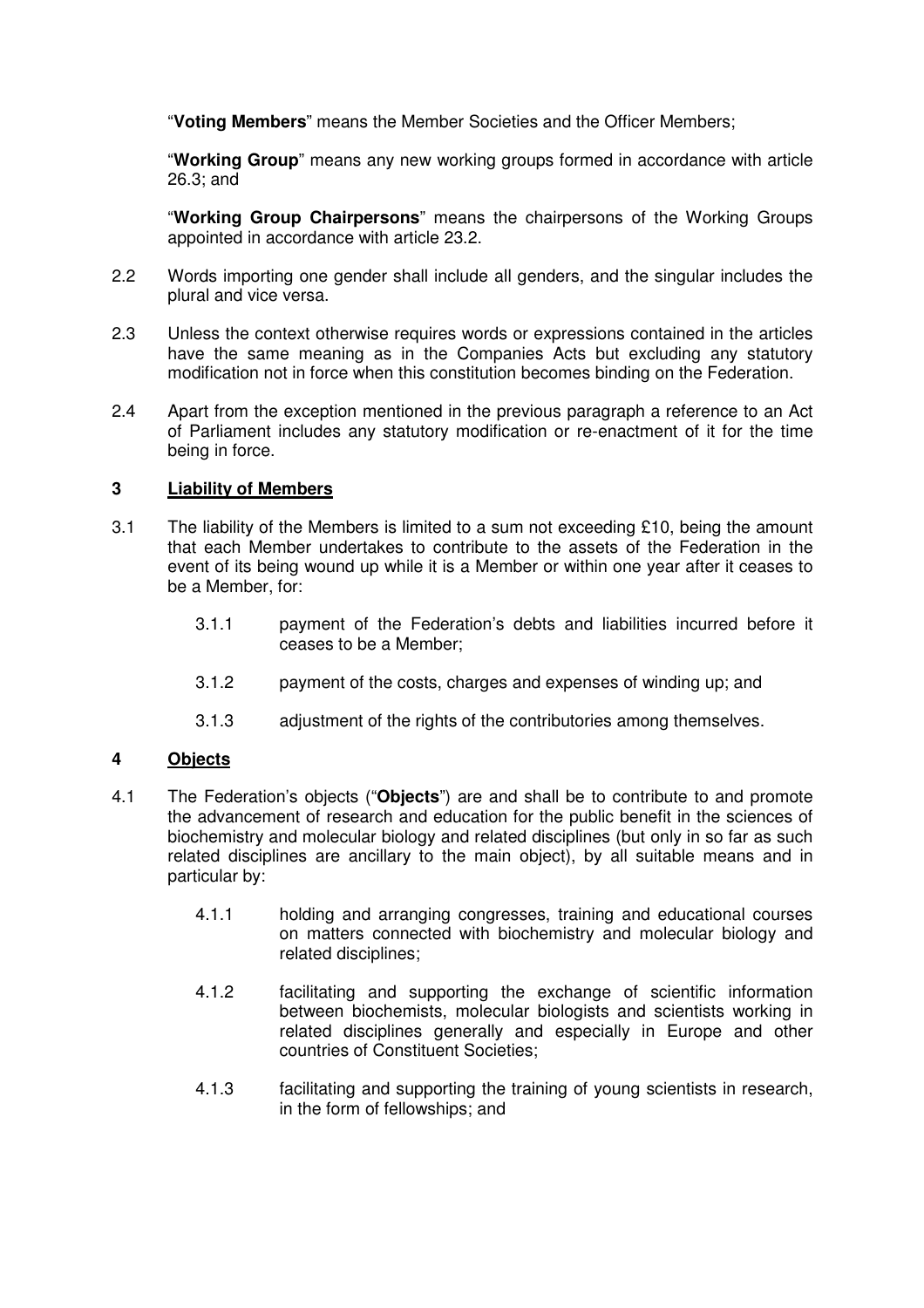"**Voting Members**" means the Member Societies and the Officer Members;

"**Working Group**" means any new working groups formed in accordance with article 26.3; and

"**Working Group Chairpersons**" means the chairpersons of the Working Groups appointed in accordance with article 23.2.

2.2 Words importing one gender shall include all genders, and the singular includes the plural and vice versa.

2.3 Unless the context otherwise requires words or expressions contained in the articles have the same meaning as in the Companies Acts but excluding any statutory modification not in force when this constitution becomes binding on the Federation.

2.4 Apart from the exception mentioned in the previous paragraph a reference to an Act of Parliament includes any statutory modification or re-enactment of it for the time being in force.

## 3 Liability of Members

3.1 The liability of the Members is limited to a sum not exceeding £10, being the amount that each Member undertakes to contribute to the assets of the Federation in the event of its being wound up while it is a Member or within one year after it ceases to be a Member, for:

3.1.1 payment of the Federation's debts and liabilities incurred before it ceases to be a Member;

3.1.2 payment of the costs, charges and expenses of winding up; and

3.1.3 adjustment of the rights of the contributories among themselves.

## 4 Objects

4.1 The Federation's objects ("**Objects**") are and shall be to contribute to and promote the advancement of research and education for the public benefit in the sciences of biochemistry and molecular biology and related disciplines (but only in so far as such related disciplines are ancillary to the main object), by all suitable means and in particular by:

4.1.1 holding and arranging congresses, training and educational courses on matters connected with biochemistry and molecular biology and related disciplines;

4.1.2 facilitating and supporting the exchange of scientific information between biochemists, molecular biologists and scientists working in related disciplines generally and especially in Europe and other countries of Constituent Societies;

4.1.3 facilitating and supporting the training of young scientists in research, in the form of fellowships; and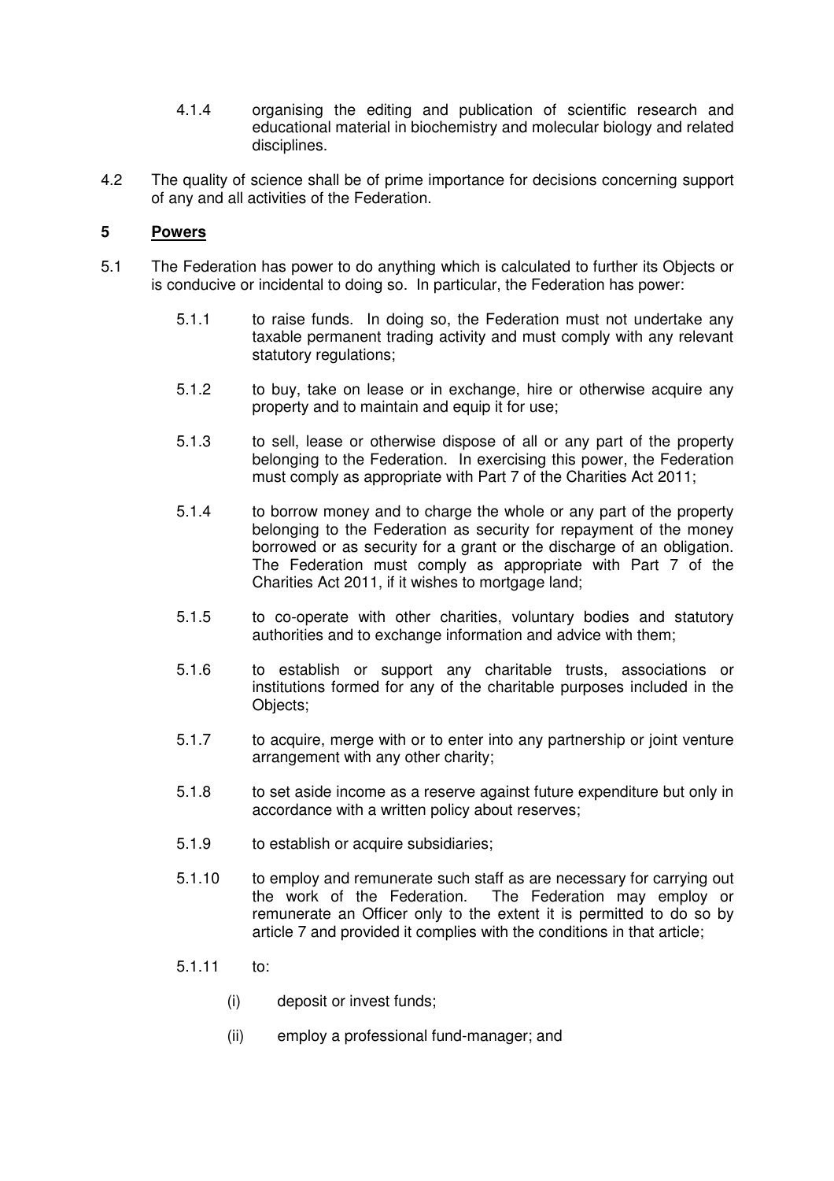4.1.4 organising the editing and publication of scientific research and educational material in biochemistry and molecular biology and related disciplines.

4.2 The quality of science shall be of prime importance for decisions concerning support of any and all activities of the Federation.

## 5 Powers

5.1 The Federation has power to do anything which is calculated to further its Objects or is conducive or incidental to doing so. In particular, the Federation has power:

5.1.1 to raise funds. In doing so, the Federation must not undertake any taxable permanent trading activity and must comply with any relevant statutory regulations;

5.1.2 to buy, take on lease or in exchange, hire or otherwise acquire any property and to maintain and equip it for use;

5.1.3 to sell, lease or otherwise dispose of all or any part of the property belonging to the Federation. In exercising this power, the Federation must comply as appropriate with Part 7 of the Charities Act 2011;

5.1.4 to borrow money and to charge the whole or any part of the property belonging to the Federation as security for repayment of the money borrowed or as security for a grant or the discharge of an obligation. The Federation must comply as appropriate with Part 7 of the Charities Act 2011, if it wishes to mortgage land;

5.1.5 to co-operate with other charities, voluntary bodies and statutory authorities and to exchange information and advice with them;

5.1.6 to establish or support any charitable trusts, associations or institutions formed for any of the charitable purposes included in the Objects;

5.1.7 to acquire, merge with or to enter into any partnership or joint venture arrangement with any other charity;

5.1.8 to set aside income as a reserve against future expenditure but only in accordance with a written policy about reserves;

5.1.9 to establish or acquire subsidiaries;

5.1.10 to employ and remunerate such staff as are necessary for carrying out the work of the Federation. The Federation may employ or remunerate an Officer only to the extent it is permitted to do so by article 7 and provided it complies with the conditions in that article;

5.1.11 to:

(i) deposit or invest funds;

(ii) employ a professional fund-manager; and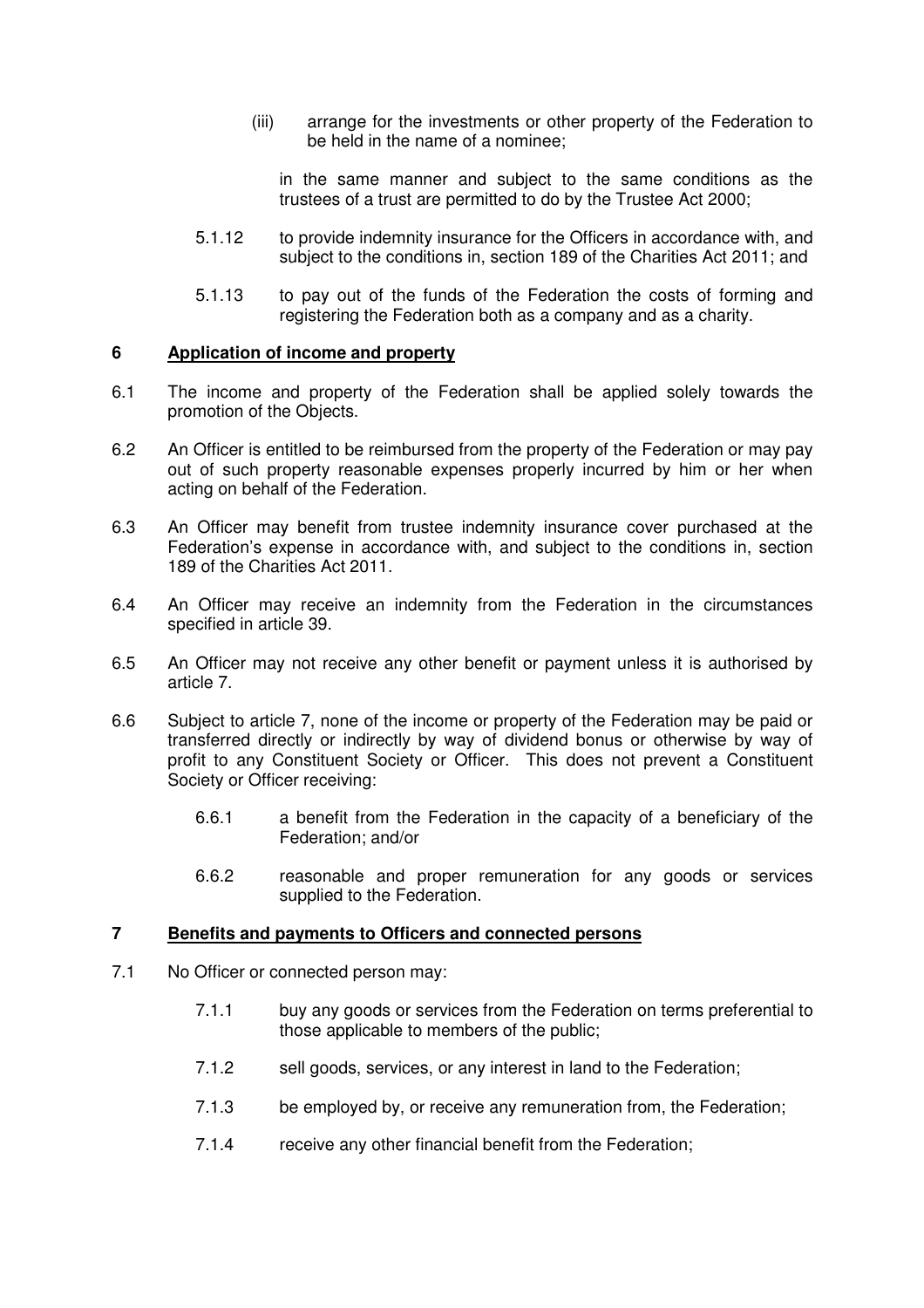(iii) arrange for the investments or other property of the Federation to be held in the name of a nominee;

in the same manner and subject to the same conditions as the trustees of a trust are permitted to do by the Trustee Act 2000;

5.1.12 to provide indemnity insurance for the Officers in accordance with, and subject to the conditions in, section 189 of the Charities Act 2011; and

5.1.13 to pay out of the funds of the Federation the costs of forming and registering the Federation both as a company and as a charity.

## 6 Application of income and property

6.1 The income and property of the Federation shall be applied solely towards the promotion of the Objects.

6.2 An Officer is entitled to be reimbursed from the property of the Federation or may pay out of such property reasonable expenses properly incurred by him or her when acting on behalf of the Federation.

6.3 An Officer may benefit from trustee indemnity insurance cover purchased at the Federation's expense in accordance with, and subject to the conditions in, section 189 of the Charities Act 2011.

6.4 An Officer may receive an indemnity from the Federation in the circumstances specified in article 39.

6.5 An Officer may not receive any other benefit or payment unless it is authorised by article 7.

6.6 Subject to article 7, none of the income or property of the Federation may be paid or transferred directly or indirectly by way of dividend bonus or otherwise by way of profit to any Constituent Society or Officer. This does not prevent a Constituent Society or Officer receiving:

6.6.1 a benefit from the Federation in the capacity of a beneficiary of the Federation; and/or

6.6.2 reasonable and proper remuneration for any goods or services supplied to the Federation.

## 7 Benefits and payments to Officers and connected persons

7.1 No Officer or connected person may:

7.1.1 buy any goods or services from the Federation on terms preferential to those applicable to members of the public;

7.1.2 sell goods, services, or any interest in land to the Federation;

7.1.3 be employed by, or receive any remuneration from, the Federation;

7.1.4 receive any other financial benefit from the Federation;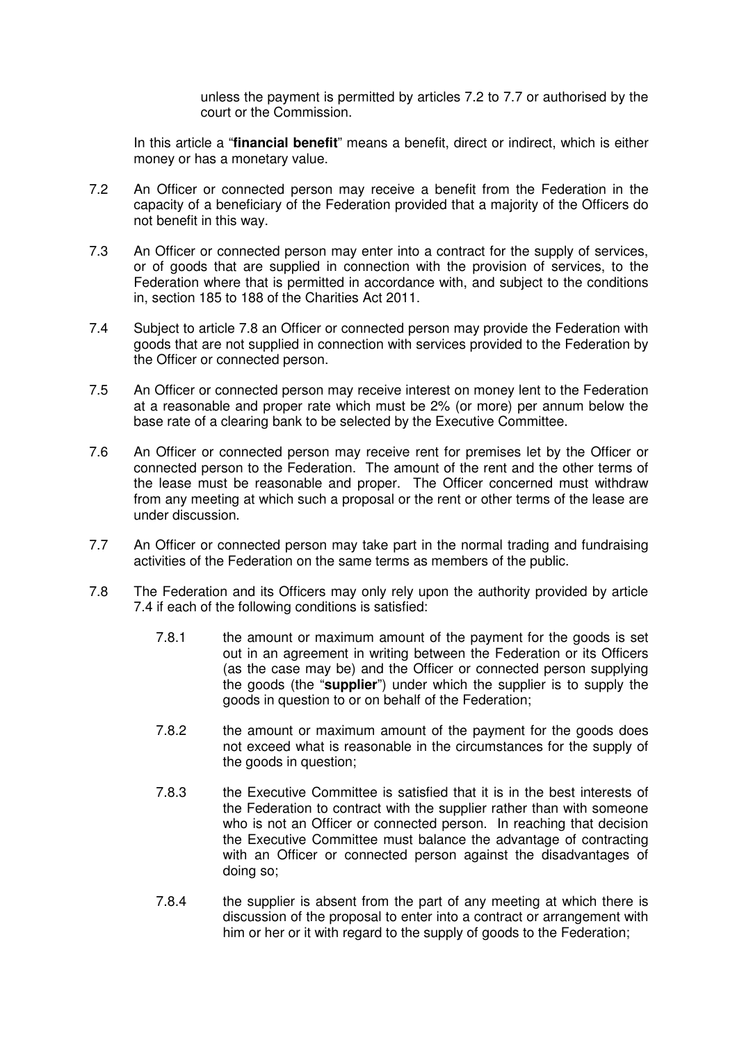unless the payment is permitted by articles 7.2 to 7.7 or authorised by the court or the Commission.

In this article a "**financial benefit**" means a benefit, direct or indirect, which is either money or has a monetary value.

7.2 An Officer or connected person may receive a benefit from the Federation in the capacity of a beneficiary of the Federation provided that a majority of the Officers do not benefit in this way.

7.3 An Officer or connected person may enter into a contract for the supply of services, or of goods that are supplied in connection with the provision of services, to the Federation where that is permitted in accordance with, and subject to the conditions in, section 185 to 188 of the Charities Act 2011.

7.4 Subject to article 7.8 an Officer or connected person may provide the Federation with goods that are not supplied in connection with services provided to the Federation by the Officer or connected person.

7.5 An Officer or connected person may receive interest on money lent to the Federation at a reasonable and proper rate which must be 2% (or more) per annum below the base rate of a clearing bank to be selected by the Executive Committee.

7.6 An Officer or connected person may receive rent for premises let by the Officer or connected person to the Federation. The amount of the rent and the other terms of the lease must be reasonable and proper. The Officer concerned must withdraw from any meeting at which such a proposal or the rent or other terms of the lease are under discussion.

7.7 An Officer or connected person may take part in the normal trading and fundraising activities of the Federation on the same terms as members of the public.

7.8 The Federation and its Officers may only rely upon the authority provided by article 7.4 if each of the following conditions is satisfied:

7.8.1 the amount or maximum amount of the payment for the goods is set out in an agreement in writing between the Federation or its Officers (as the case may be) and the Officer or connected person supplying the goods (the "**supplier**") under which the supplier is to supply the goods in question to or on behalf of the Federation;

7.8.2 the amount or maximum amount of the payment for the goods does not exceed what is reasonable in the circumstances for the supply of the goods in question;

7.8.3 the Executive Committee is satisfied that it is in the best interests of the Federation to contract with the supplier rather than with someone who is not an Officer or connected person. In reaching that decision the Executive Committee must balance the advantage of contracting with an Officer or connected person against the disadvantages of doing so;

7.8.4 the supplier is absent from the part of any meeting at which there is discussion of the proposal to enter into a contract or arrangement with him or her or it with regard to the supply of goods to the Federation;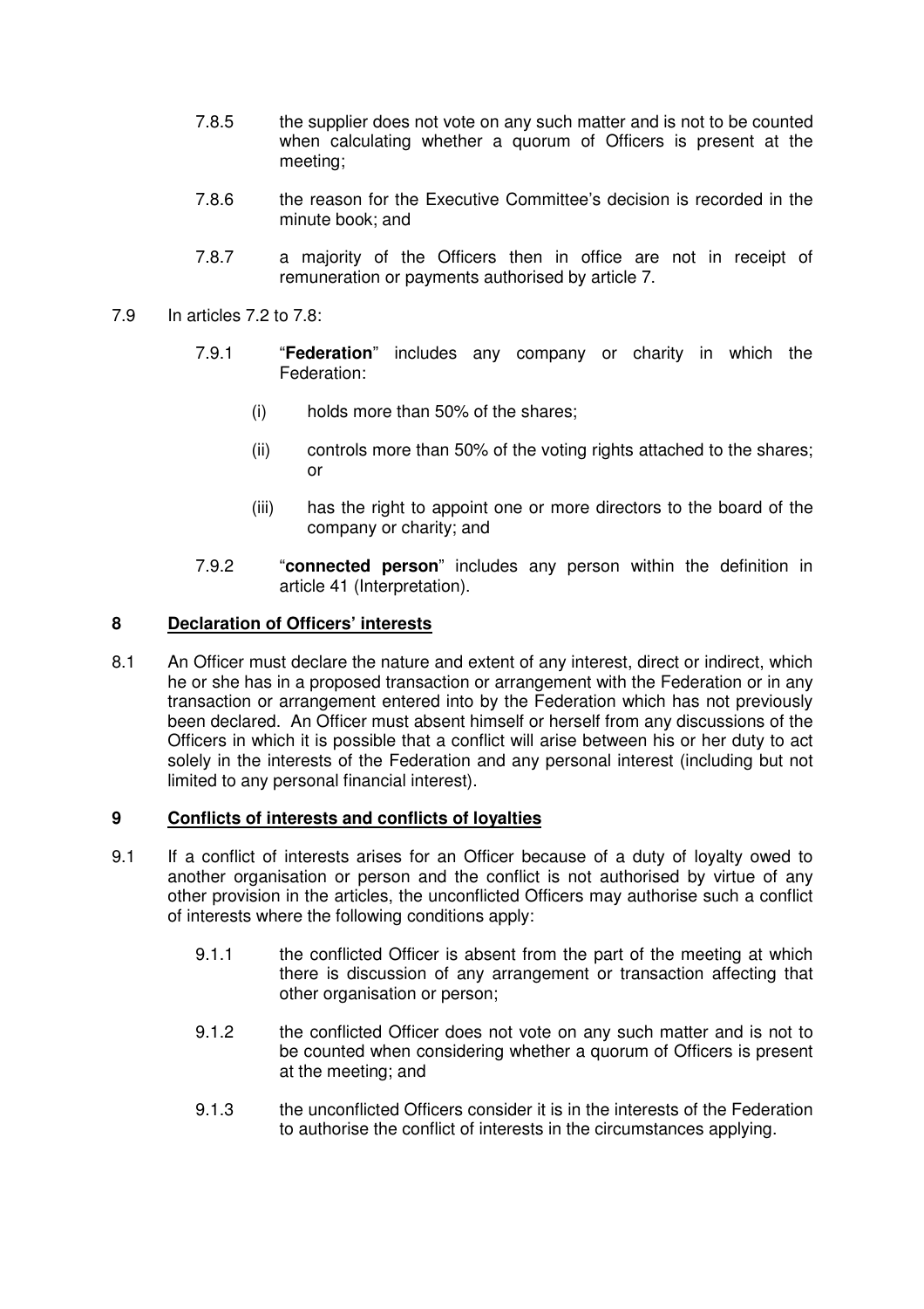7.8.5 the supplier does not vote on any such matter and is not to be counted when calculating whether a quorum of Officers is present at the meeting;

7.8.6 the reason for the Executive Committee's decision is recorded in the minute book; and

7.8.7 a majority of the Officers then in office are not in receipt of remuneration or payments authorised by article 7.

7.9 In articles 7.2 to 7.8:

7.9.1 "**Federation**" includes any company or charity in which the Federation:

(i) holds more than 50% of the shares;

(ii) controls more than 50% of the voting rights attached to the shares; or

(iii) has the right to appoint one or more directors to the board of the company or charity; and

7.9.2 "**connected person**" includes any person within the definition in article 41 (Interpretation).

## 8 Declaration of Officers' interests

8.1 An Officer must declare the nature and extent of any interest, direct or indirect, which he or she has in a proposed transaction or arrangement with the Federation or in any transaction or arrangement entered into by the Federation which has not previously been declared. An Officer must absent himself or herself from any discussions of the Officers in which it is possible that a conflict will arise between his or her duty to act solely in the interests of the Federation and any personal interest (including but not limited to any personal financial interest).

## 9 Conflicts of interests and conflicts of loyalties

9.1 If a conflict of interests arises for an Officer because of a duty of loyalty owed to another organisation or person and the conflict is not authorised by virtue of any other provision in the articles, the unconflicted Officers may authorise such a conflict of interests where the following conditions apply:

9.1.1 the conflicted Officer is absent from the part of the meeting at which there is discussion of any arrangement or transaction affecting that other organisation or person;

9.1.2 the conflicted Officer does not vote on any such matter and is not to be counted when considering whether a quorum of Officers is present at the meeting; and

9.1.3 the unconflicted Officers consider it is in the interests of the Federation to authorise the conflict of interests in the circumstances applying.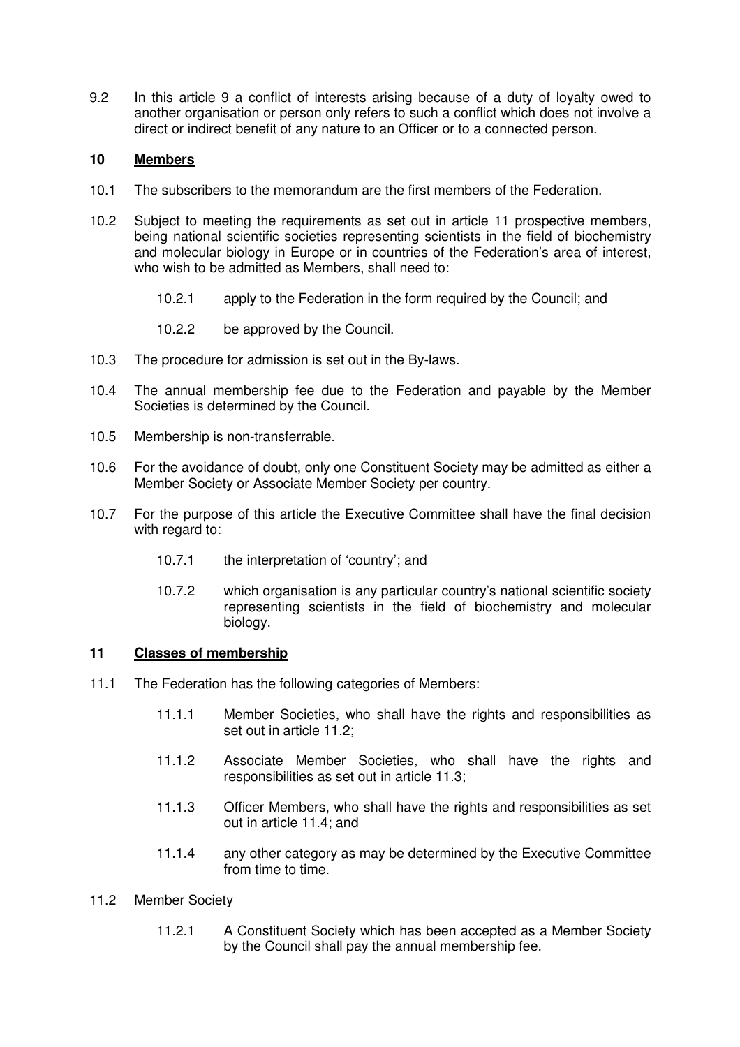9.2 In this article 9 a conflict of interests arising because of a duty of loyalty owed to another organisation or person only refers to such a conflict which does not involve a direct or indirect benefit of any nature to an Officer or to a connected person.

## 10 Members

10.1 The subscribers to the memorandum are the first members of the Federation.

10.2 Subject to meeting the requirements as set out in article 11 prospective members, being national scientific societies representing scientists in the field of biochemistry and molecular biology in Europe or in countries of the Federation's area of interest, who wish to be admitted as Members, shall need to:

- 10.2.1 apply to the Federation in the form required by the Council; and
- 10.2.2 be approved by the Council.

10.3 The procedure for admission is set out in the By-laws.

10.4 The annual membership fee due to the Federation and payable by the Member Societies is determined by the Council.

10.5 Membership is non-transferrable.

10.6 For the avoidance of doubt, only one Constituent Society may be admitted as either a Member Society or Associate Member Society per country.

10.7 For the purpose of this article the Executive Committee shall have the final decision with regard to:

- 10.7.1 the interpretation of 'country'; and
- 10.7.2 which organisation is any particular country's national scientific society representing scientists in the field of biochemistry and molecular biology.

## 11 Classes of membership

11.1 The Federation has the following categories of Members:

- 11.1.1 Member Societies, who shall have the rights and responsibilities as set out in article 11.2;
- 11.1.2 Associate Member Societies, who shall have the rights and responsibilities as set out in article 11.3;
- 11.1.3 Officer Members, who shall have the rights and responsibilities as set out in article 11.4; and
- 11.1.4 any other category as may be determined by the Executive Committee from time to time.

11.2 Member Society

- 11.2.1 A Constituent Society which has been accepted as a Member Society by the Council shall pay the annual membership fee.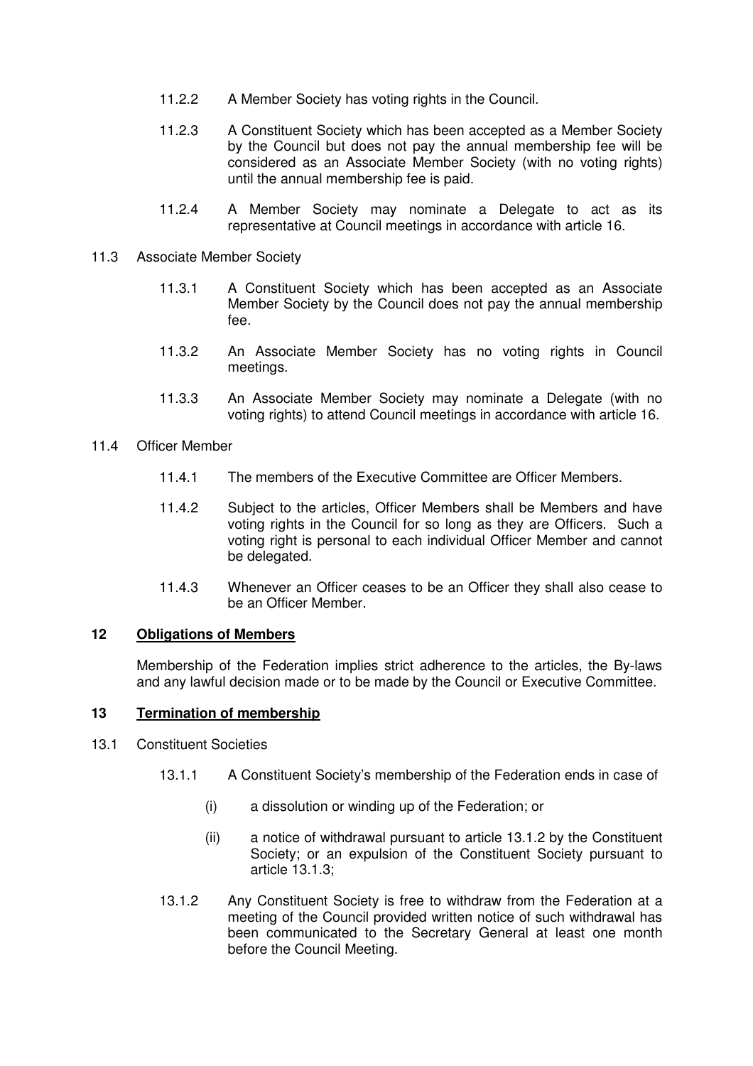11.2.2 A Member Society has voting rights in the Council.

11.2.3 A Constituent Society which has been accepted as a Member Society by the Council but does not pay the annual membership fee will be considered as an Associate Member Society (with no voting rights) until the annual membership fee is paid.

11.2.4 A Member Society may nominate a Delegate to act as its representative at Council meetings in accordance with article 16.

11.3 Associate Member Society

11.3.1 A Constituent Society which has been accepted as an Associate Member Society by the Council does not pay the annual membership fee.

11.3.2 An Associate Member Society has no voting rights in Council meetings.

11.3.3 An Associate Member Society may nominate a Delegate (with no voting rights) to attend Council meetings in accordance with article 16.

11.4 Officer Member

11.4.1 The members of the Executive Committee are Officer Members.

11.4.2 Subject to the articles, Officer Members shall be Members and have voting rights in the Council for so long as they are Officers. Such a voting right is personal to each individual Officer Member and cannot be delegated.

11.4.3 Whenever an Officer ceases to be an Officer they shall also cease to be an Officer Member.

## 12 Obligations of Members

Membership of the Federation implies strict adherence to the articles, the By-laws and any lawful decision made or to be made by the Council or Executive Committee.

## 13 Termination of membership

13.1 Constituent Societies

13.1.1 A Constituent Society's membership of the Federation ends in case of

(i) a dissolution or winding up of the Federation; or

(ii) a notice of withdrawal pursuant to article 13.1.2 by the Constituent Society; or an expulsion of the Constituent Society pursuant to article 13.1.3;

13.1.2 Any Constituent Society is free to withdraw from the Federation at a meeting of the Council provided written notice of such withdrawal has been communicated to the Secretary General at least one month before the Council Meeting.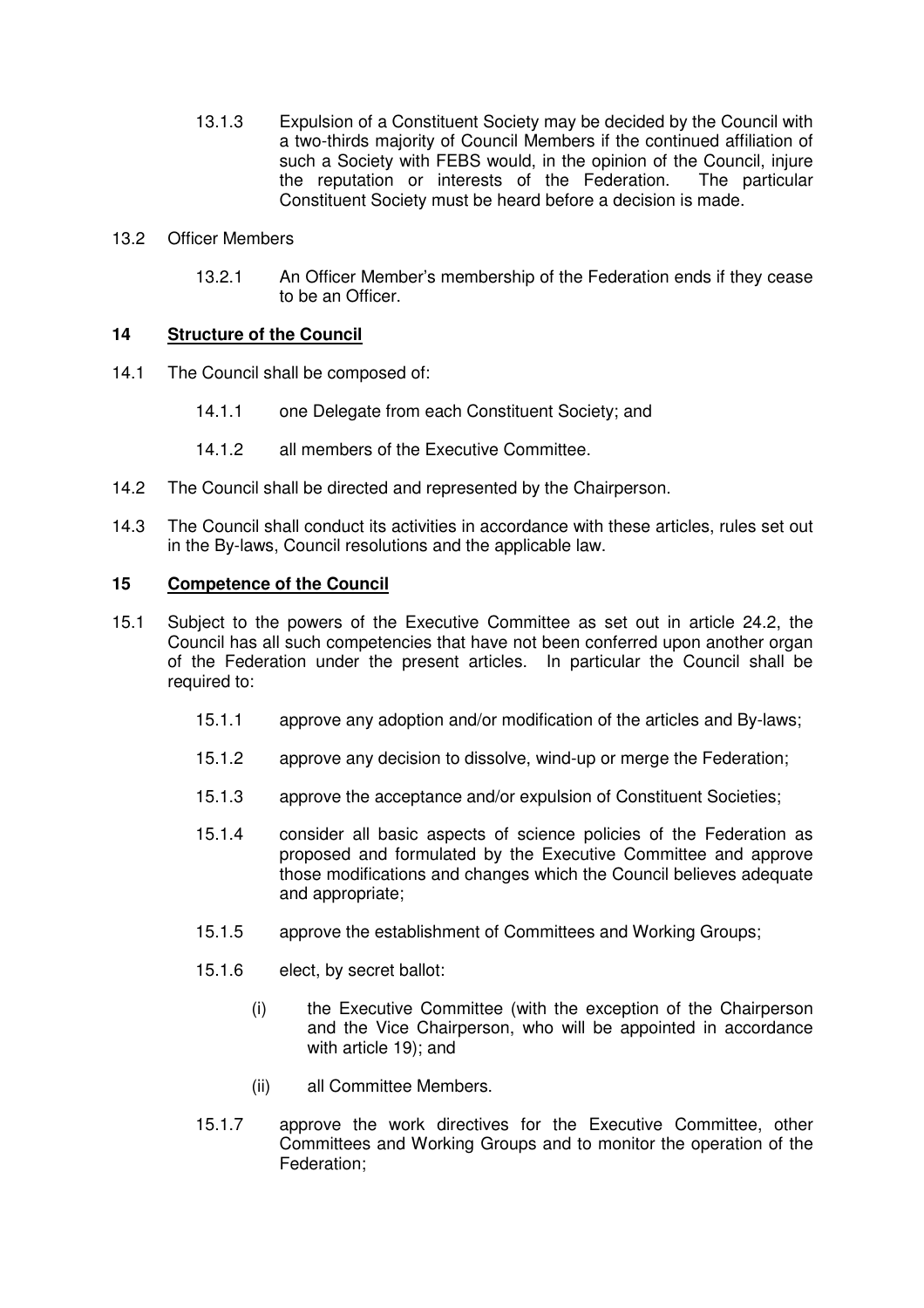13.1.3 Expulsion of a Constituent Society may be decided by the Council with a two-thirds majority of Council Members if the continued affiliation of such a Society with FEBS would, in the opinion of the Council, injure the reputation or interests of the Federation. The particular Constituent Society must be heard before a decision is made.

13.2 Officer Members

13.2.1 An Officer Member's membership of the Federation ends if they cease to be an Officer.

## 14 Structure of the Council

14.1 The Council shall be composed of:

14.1.1 one Delegate from each Constituent Society; and

14.1.2 all members of the Executive Committee.

14.2 The Council shall be directed and represented by the Chairperson.

14.3 The Council shall conduct its activities in accordance with these articles, rules set out in the By-laws, Council resolutions and the applicable law.

## 15 Competence of the Council

15.1 Subject to the powers of the Executive Committee as set out in article 24.2, the Council has all such competencies that have not been conferred upon another organ of the Federation under the present articles. In particular the Council shall be required to:

15.1.1 approve any adoption and/or modification of the articles and By-laws;

15.1.2 approve any decision to dissolve, wind-up or merge the Federation;

15.1.3 approve the acceptance and/or expulsion of Constituent Societies;

15.1.4 consider all basic aspects of science policies of the Federation as proposed and formulated by the Executive Committee and approve those modifications and changes which the Council believes adequate and appropriate;

15.1.5 approve the establishment of Committees and Working Groups;

15.1.6 elect, by secret ballot:

(i) the Executive Committee (with the exception of the Chairperson and the Vice Chairperson, who will be appointed in accordance with article 19); and

(ii) all Committee Members.

15.1.7 approve the work directives for the Executive Committee, other Committees and Working Groups and to monitor the operation of the Federation;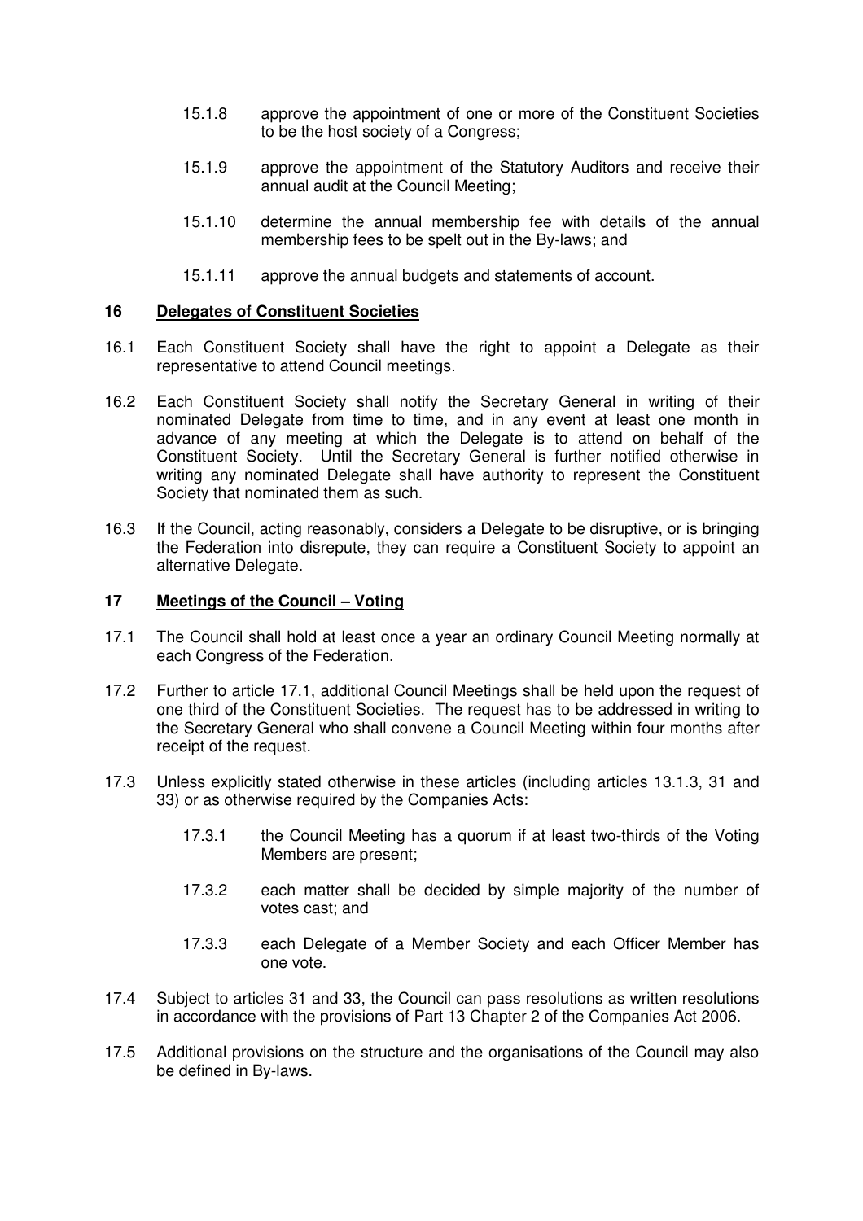15.1.8 approve the appointment of one or more of the Constituent Societies to be the host society of a Congress;

15.1.9 approve the appointment of the Statutory Auditors and receive their annual audit at the Council Meeting;

15.1.10 determine the annual membership fee with details of the annual membership fees to be spelt out in the By-laws; and

15.1.11 approve the annual budgets and statements of account.

## 16 Delegates of Constituent Societies

16.1 Each Constituent Society shall have the right to appoint a Delegate as their representative to attend Council meetings.

16.2 Each Constituent Society shall notify the Secretary General in writing of their nominated Delegate from time to time, and in any event at least one month in advance of any meeting at which the Delegate is to attend on behalf of the Constituent Society. Until the Secretary General is further notified otherwise in writing any nominated Delegate shall have authority to represent the Constituent Society that nominated them as such.

16.3 If the Council, acting reasonably, considers a Delegate to be disruptive, or is bringing the Federation into disrepute, they can require a Constituent Society to appoint an alternative Delegate.

## 17 Meetings of the Council – Voting

17.1 The Council shall hold at least once a year an ordinary Council Meeting normally at each Congress of the Federation.

17.2 Further to article 17.1, additional Council Meetings shall be held upon the request of one third of the Constituent Societies. The request has to be addressed in writing to the Secretary General who shall convene a Council Meeting within four months after receipt of the request.

17.3 Unless explicitly stated otherwise in these articles (including articles 13.1.3, 31 and 33) or as otherwise required by the Companies Acts:

17.3.1 the Council Meeting has a quorum if at least two-thirds of the Voting Members are present;

17.3.2 each matter shall be decided by simple majority of the number of votes cast; and

17.3.3 each Delegate of a Member Society and each Officer Member has one vote.

17.4 Subject to articles 31 and 33, the Council can pass resolutions as written resolutions in accordance with the provisions of Part 13 Chapter 2 of the Companies Act 2006.

17.5 Additional provisions on the structure and the organisations of the Council may also be defined in By-laws.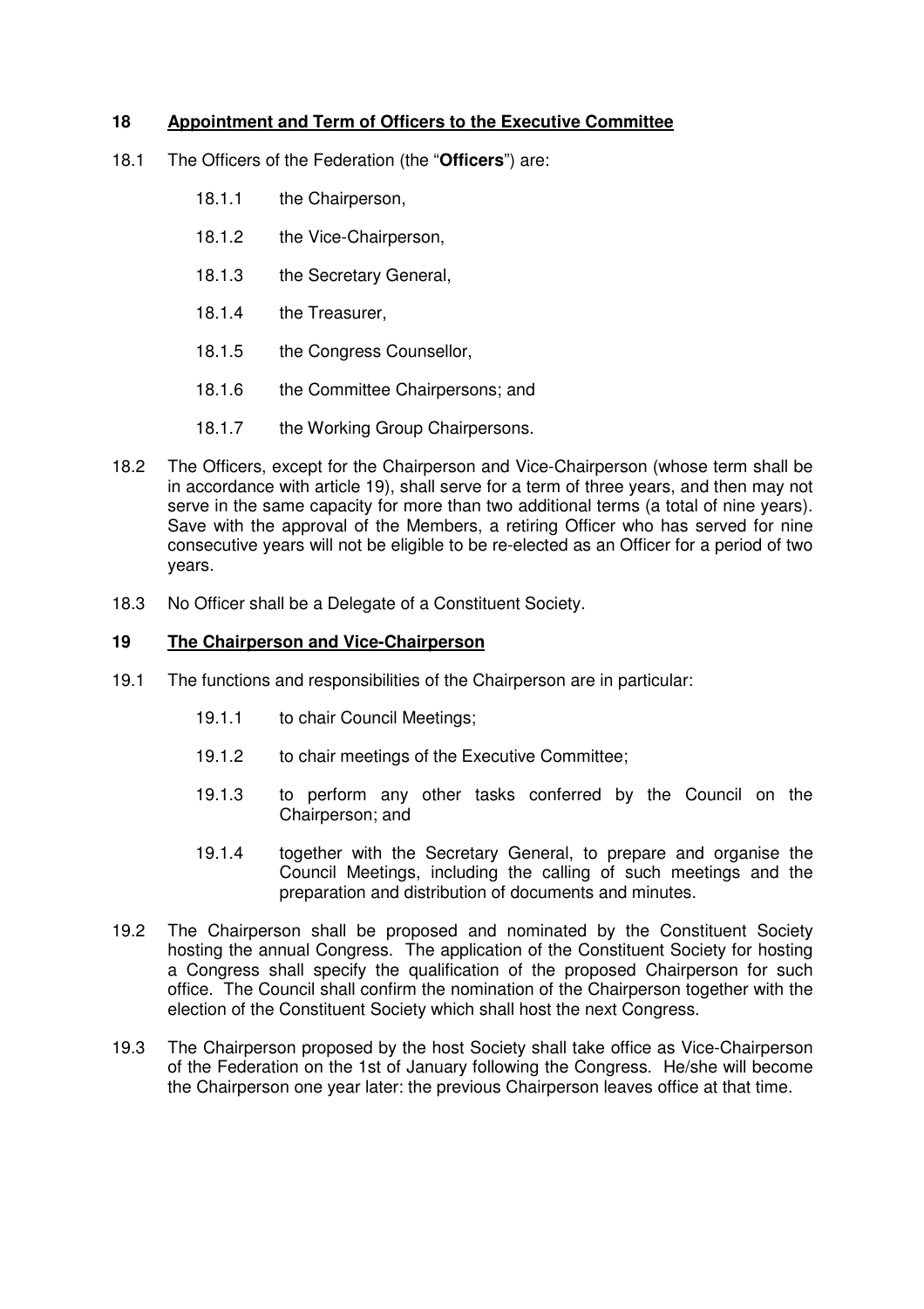## 18 Appointment and Term of Officers to the Executive Committee

18.1 The Officers of the Federation (the "**Officers**") are:

- 18.1.1 the Chairperson,
- 18.1.2 the Vice-Chairperson,
- 18.1.3 the Secretary General,
- 18.1.4 the Treasurer,
- 18.1.5 the Congress Counsellor,
- 18.1.6 the Committee Chairpersons; and
- 18.1.7 the Working Group Chairpersons.

18.2 The Officers, except for the Chairperson and Vice-Chairperson (whose term shall be in accordance with article 19), shall serve for a term of three years, and then may not serve in the same capacity for more than two additional terms (a total of nine years). Save with the approval of the Members, a retiring Officer who has served for nine consecutive years will not be eligible to be re-elected as an Officer for a period of two years.

18.3 No Officer shall be a Delegate of a Constituent Society.

## 19 The Chairperson and Vice-Chairperson

19.1 The functions and responsibilities of the Chairperson are in particular:

- 19.1.1 to chair Council Meetings;
- 19.1.2 to chair meetings of the Executive Committee;
- 19.1.3 to perform any other tasks conferred by the Council on the Chairperson; and
- 19.1.4 together with the Secretary General, to prepare and organise the Council Meetings, including the calling of such meetings and the preparation and distribution of documents and minutes.

19.2 The Chairperson shall be proposed and nominated by the Constituent Society hosting the annual Congress. The application of the Constituent Society for hosting a Congress shall specify the qualification of the proposed Chairperson for such office. The Council shall confirm the nomination of the Chairperson together with the election of the Constituent Society which shall host the next Congress.

19.3 The Chairperson proposed by the host Society shall take office as Vice-Chairperson of the Federation on the 1st of January following the Congress. He/she will become the Chairperson one year later: the previous Chairperson leaves office at that time.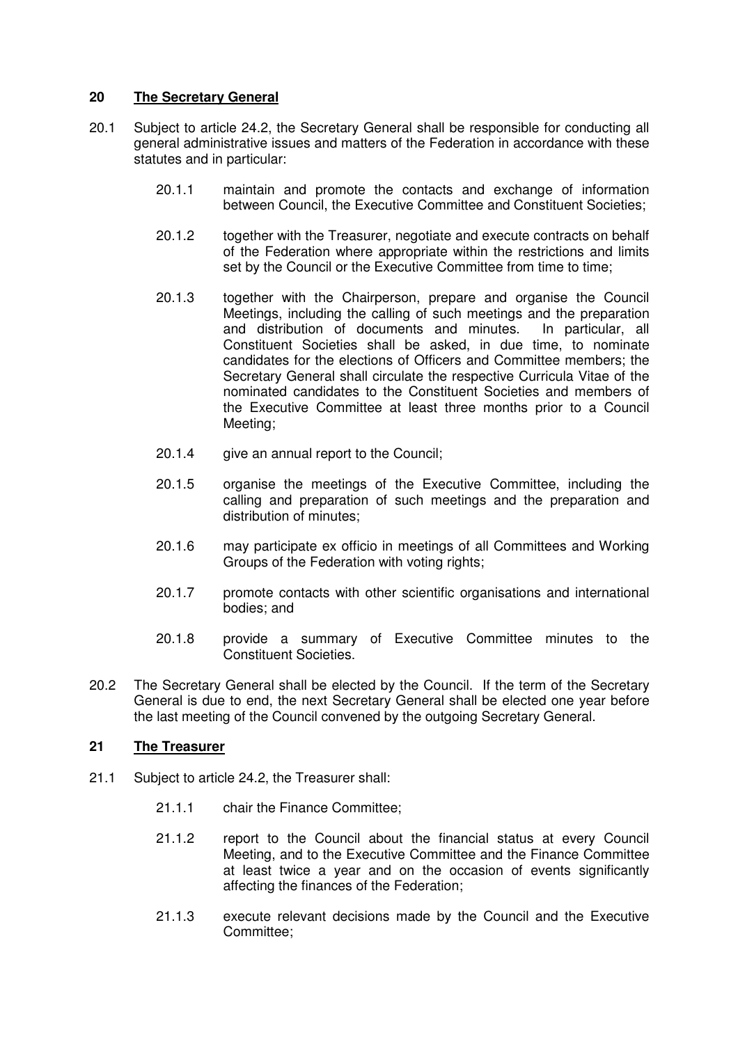## 20 The Secretary General

20.1 Subject to article 24.2, the Secretary General shall be responsible for conducting all general administrative issues and matters of the Federation in accordance with these statutes and in particular:

- 20.1.1 maintain and promote the contacts and exchange of information between Council, the Executive Committee and Constituent Societies;
- 20.1.2 together with the Treasurer, negotiate and execute contracts on behalf of the Federation where appropriate within the restrictions and limits set by the Council or the Executive Committee from time to time;
- 20.1.3 together with the Chairperson, prepare and organise the Council Meetings, including the calling of such meetings and the preparation and distribution of documents and minutes. In particular, all Constituent Societies shall be asked, in due time, to nominate candidates for the elections of Officers and Committee members; the Secretary General shall circulate the respective Curricula Vitae of the nominated candidates to the Constituent Societies and members of the Executive Committee at least three months prior to a Council Meeting;
- 20.1.4 give an annual report to the Council;
- 20.1.5 organise the meetings of the Executive Committee, including the calling and preparation of such meetings and the preparation and distribution of minutes;
- 20.1.6 may participate ex officio in meetings of all Committees and Working Groups of the Federation with voting rights;
- 20.1.7 promote contacts with other scientific organisations and international bodies; and
- 20.1.8 provide a summary of Executive Committee minutes to the Constituent Societies.

20.2 The Secretary General shall be elected by the Council. If the term of the Secretary General is due to end, the next Secretary General shall be elected one year before the last meeting of the Council convened by the outgoing Secretary General.

## 21 The Treasurer

21.1 Subject to article 24.2, the Treasurer shall:

- 21.1.1 chair the Finance Committee;
- 21.1.2 report to the Council about the financial status at every Council Meeting, and to the Executive Committee and the Finance Committee at least twice a year and on the occasion of events significantly affecting the finances of the Federation;
- 21.1.3 execute relevant decisions made by the Council and the Executive Committee;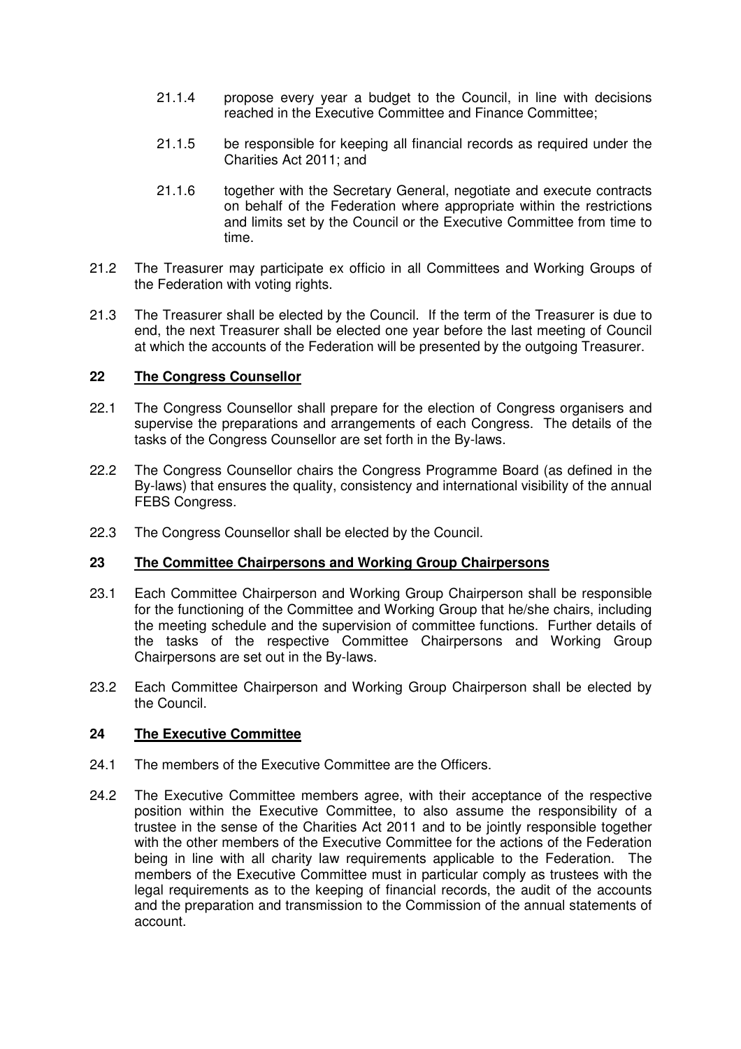21.1.4 propose every year a budget to the Council, in line with decisions reached in the Executive Committee and Finance Committee;

21.1.5 be responsible for keeping all financial records as required under the Charities Act 2011; and

21.1.6 together with the Secretary General, negotiate and execute contracts on behalf of the Federation where appropriate within the restrictions and limits set by the Council or the Executive Committee from time to time.

21.2 The Treasurer may participate ex officio in all Committees and Working Groups of the Federation with voting rights.

21.3 The Treasurer shall be elected by the Council. If the term of the Treasurer is due to end, the next Treasurer shall be elected one year before the last meeting of Council at which the accounts of the Federation will be presented by the outgoing Treasurer.

## 22 The Congress Counsellor

22.1 The Congress Counsellor shall prepare for the election of Congress organisers and supervise the preparations and arrangements of each Congress. The details of the tasks of the Congress Counsellor are set forth in the By-laws.

22.2 The Congress Counsellor chairs the Congress Programme Board (as defined in the By-laws) that ensures the quality, consistency and international visibility of the annual FEBS Congress.

22.3 The Congress Counsellor shall be elected by the Council.

## 23 The Committee Chairpersons and Working Group Chairpersons

23.1 Each Committee Chairperson and Working Group Chairperson shall be responsible for the functioning of the Committee and Working Group that he/she chairs, including the meeting schedule and the supervision of committee functions. Further details of the tasks of the respective Committee Chairpersons and Working Group Chairpersons are set out in the By-laws.

23.2 Each Committee Chairperson and Working Group Chairperson shall be elected by the Council.

## 24 The Executive Committee

24.1 The members of the Executive Committee are the Officers.

24.2 The Executive Committee members agree, with their acceptance of the respective position within the Executive Committee, to also assume the responsibility of a trustee in the sense of the Charities Act 2011 and to be jointly responsible together with the other members of the Executive Committee for the actions of the Federation being in line with all charity law requirements applicable to the Federation. The members of the Executive Committee must in particular comply as trustees with the legal requirements as to the keeping of financial records, the audit of the accounts and the preparation and transmission to the Commission of the annual statements of account.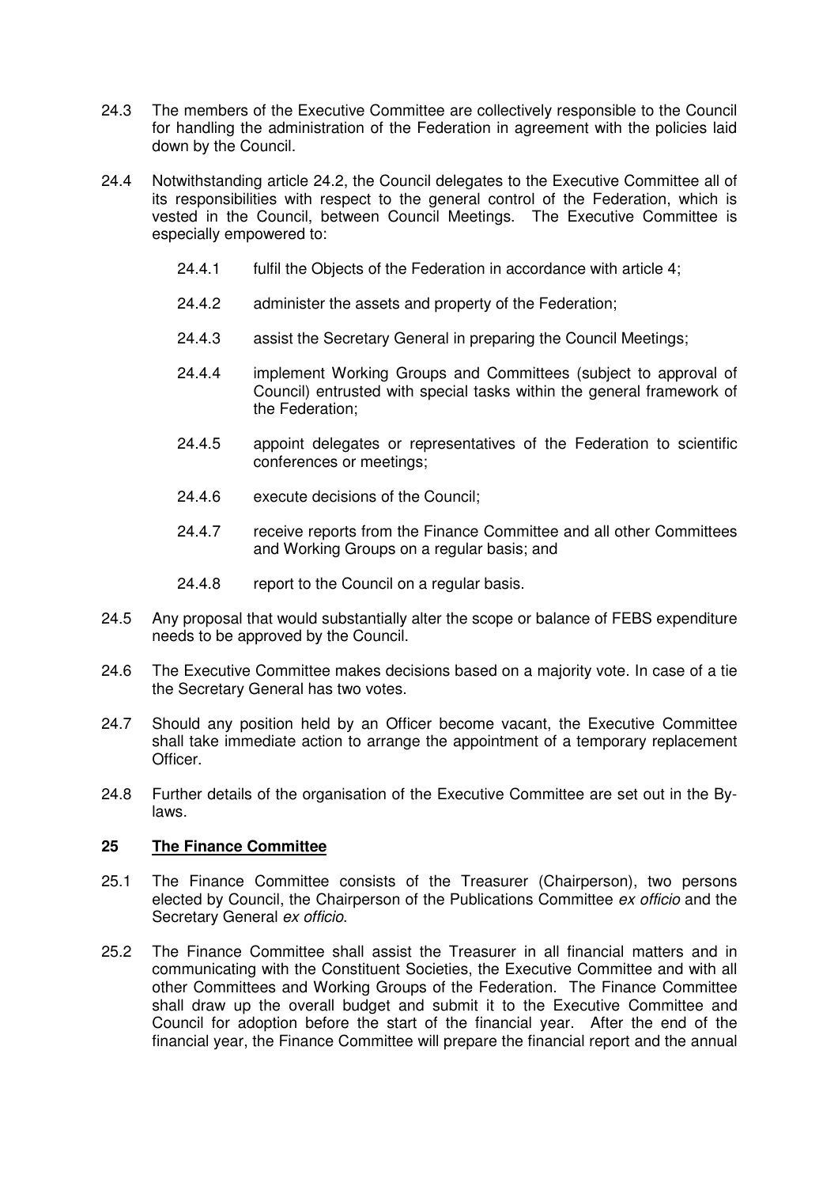24.3 The members of the Executive Committee are collectively responsible to the Council for handling the administration of the Federation in agreement with the policies laid down by the Council.

24.4 Notwithstanding article 24.2, the Council delegates to the Executive Committee all of its responsibilities with respect to the general control of the Federation, which is vested in the Council, between Council Meetings. The Executive Committee is especially empowered to:

- 24.4.1 fulfil the Objects of the Federation in accordance with article 4;
- 24.4.2 administer the assets and property of the Federation;
- 24.4.3 assist the Secretary General in preparing the Council Meetings;
- 24.4.4 implement Working Groups and Committees (subject to approval of Council) entrusted with special tasks within the general framework of the Federation;
- 24.4.5 appoint delegates or representatives of the Federation to scientific conferences or meetings;
- 24.4.6 execute decisions of the Council;
- 24.4.7 receive reports from the Finance Committee and all other Committees and Working Groups on a regular basis; and
- 24.4.8 report to the Council on a regular basis.

24.5 Any proposal that would substantially alter the scope or balance of FEBS expenditure needs to be approved by the Council.

24.6 The Executive Committee makes decisions based on a majority vote. In case of a tie the Secretary General has two votes.

24.7 Should any position held by an Officer become vacant, the Executive Committee shall take immediate action to arrange the appointment of a temporary replacement Officer.

24.8 Further details of the organisation of the Executive Committee are set out in the By-laws.

## 25 The Finance Committee

25.1 The Finance Committee consists of the Treasurer (Chairperson), two persons elected by Council, the Chairperson of the Publications Committee *ex officio* and the Secretary General *ex officio*.

25.2 The Finance Committee shall assist the Treasurer in all financial matters and in communicating with the Constituent Societies, the Executive Committee and with all other Committees and Working Groups of the Federation. The Finance Committee shall draw up the overall budget and submit it to the Executive Committee and Council for adoption before the start of the financial year. After the end of the financial year, the Finance Committee will prepare the financial report and the annual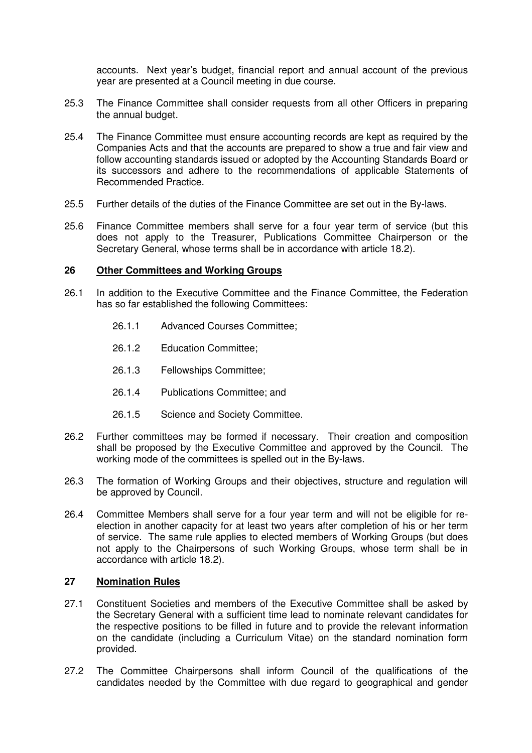accounts. Next year's budget, financial report and annual account of the previous year are presented at a Council meeting in due course.

25.3 The Finance Committee shall consider requests from all other Officers in preparing the annual budget.

25.4 The Finance Committee must ensure accounting records are kept as required by the Companies Acts and that the accounts are prepared to show a true and fair view and follow accounting standards issued or adopted by the Accounting Standards Board or its successors and adhere to the recommendations of applicable Statements of Recommended Practice.

25.5 Further details of the duties of the Finance Committee are set out in the By-laws.

25.6 Finance Committee members shall serve for a four year term of service (but this does not apply to the Treasurer, Publications Committee Chairperson or the Secretary General, whose terms shall be in accordance with article 18.2).

## 26 Other Committees and Working Groups

26.1 In addition to the Executive Committee and the Finance Committee, the Federation has so far established the following Committees:

26.1.1 Advanced Courses Committee;

26.1.2 Education Committee;

26.1.3 Fellowships Committee;

26.1.4 Publications Committee; and

26.1.5 Science and Society Committee.

26.2 Further committees may be formed if necessary. Their creation and composition shall be proposed by the Executive Committee and approved by the Council. The working mode of the committees is spelled out in the By-laws.

26.3 The formation of Working Groups and their objectives, structure and regulation will be approved by Council.

26.4 Committee Members shall serve for a four year term and will not be eligible for re-election in another capacity for at least two years after completion of his or her term of service. The same rule applies to elected members of Working Groups (but does not apply to the Chairpersons of such Working Groups, whose term shall be in accordance with article 18.2).

## 27 Nomination Rules

27.1 Constituent Societies and members of the Executive Committee shall be asked by the Secretary General with a sufficient time lead to nominate relevant candidates for the respective positions to be filled in future and to provide the relevant information on the candidate (including a Curriculum Vitae) on the standard nomination form provided.

27.2 The Committee Chairpersons shall inform Council of the qualifications of the candidates needed by the Committee with due regard to geographical and gender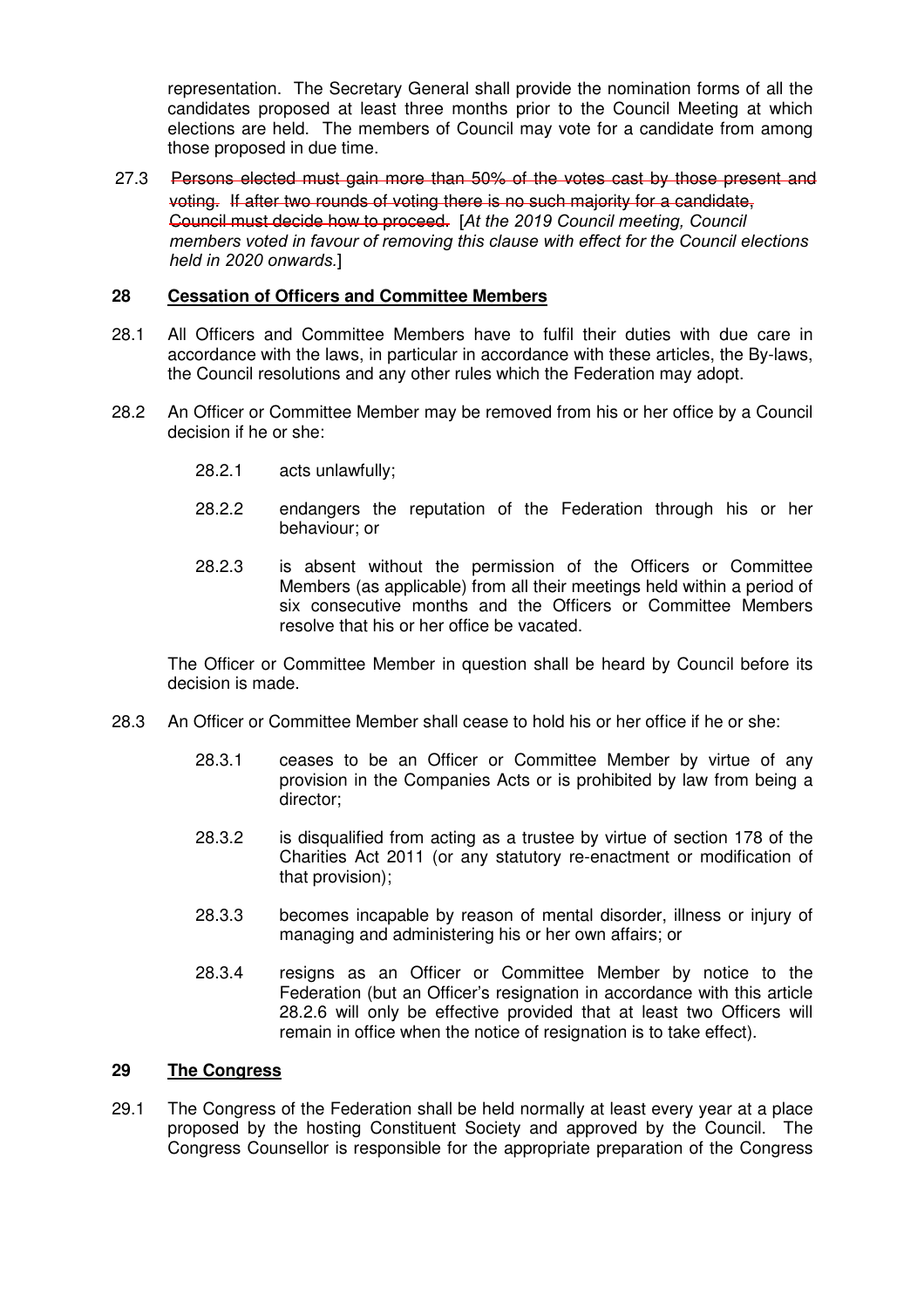representation. The Secretary General shall provide the nomination forms of all the candidates proposed at least three months prior to the Council Meeting at which elections are held. The members of Council may vote for a candidate from among those proposed in due time.

27.3 ~~Persons elected must gain more than 50% of the votes cast by those present and voting. If after two rounds of voting there is no such majority for a candidate, Council must decide how to proceed.~~ [*At the 2019 Council meeting, Council members voted in favour of removing this clause with effect for the Council elections held in 2020 onwards.*]

## 28 Cessation of Officers and Committee Members

28.1 All Officers and Committee Members have to fulfil their duties with due care in accordance with the laws, in particular in accordance with these articles, the By-laws, the Council resolutions and any other rules which the Federation may adopt.

28.2 An Officer or Committee Member may be removed from his or her office by a Council decision if he or she:

28.2.1 acts unlawfully;

28.2.2 endangers the reputation of the Federation through his or her behaviour; or

28.2.3 is absent without the permission of the Officers or Committee Members (as applicable) from all their meetings held within a period of six consecutive months and the Officers or Committee Members resolve that his or her office be vacated.

The Officer or Committee Member in question shall be heard by Council before its decision is made.

28.3 An Officer or Committee Member shall cease to hold his or her office if he or she:

28.3.1 ceases to be an Officer or Committee Member by virtue of any provision in the Companies Acts or is prohibited by law from being a director;

28.3.2 is disqualified from acting as a trustee by virtue of section 178 of the Charities Act 2011 (or any statutory re-enactment or modification of that provision);

28.3.3 becomes incapable by reason of mental disorder, illness or injury of managing and administering his or her own affairs; or

28.3.4 resigns as an Officer or Committee Member by notice to the Federation (but an Officer's resignation in accordance with this article 28.2.6 will only be effective provided that at least two Officers will remain in office when the notice of resignation is to take effect).

## 29 The Congress

29.1 The Congress of the Federation shall be held normally at least every year at a place proposed by the hosting Constituent Society and approved by the Council. The Congress Counsellor is responsible for the appropriate preparation of the Congress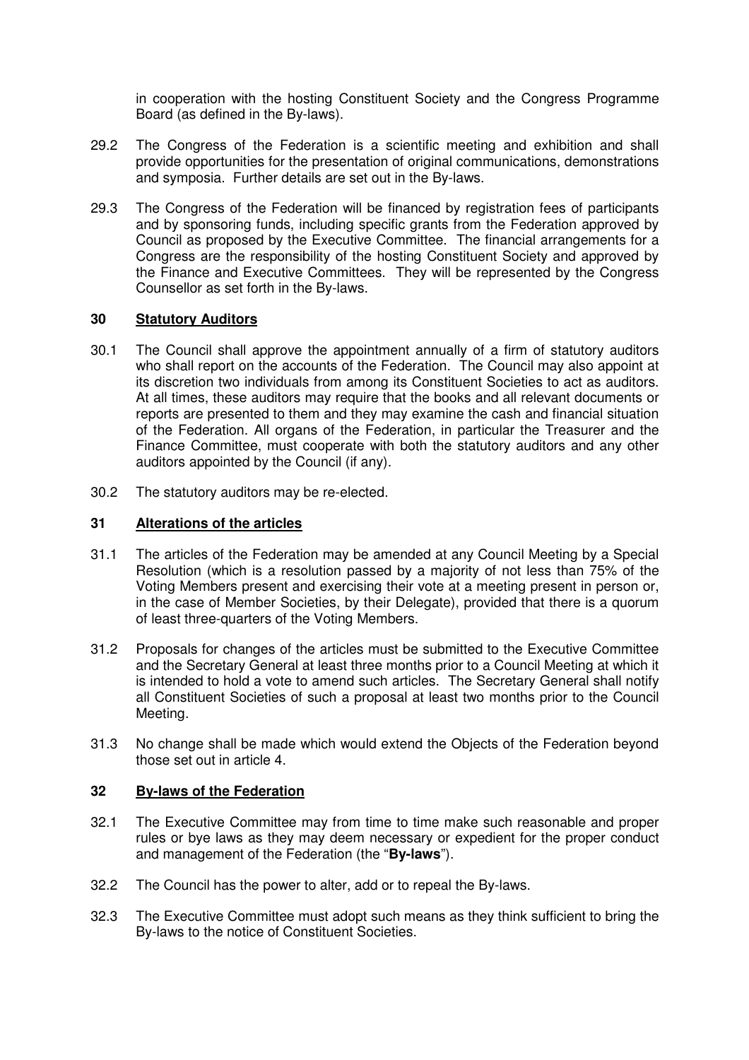in cooperation with the hosting Constituent Society and the Congress Programme Board (as defined in the By-laws).

29.2 The Congress of the Federation is a scientific meeting and exhibition and shall provide opportunities for the presentation of original communications, demonstrations and symposia. Further details are set out in the By-laws.

29.3 The Congress of the Federation will be financed by registration fees of participants and by sponsoring funds, including specific grants from the Federation approved by Council as proposed by the Executive Committee. The financial arrangements for a Congress are the responsibility of the hosting Constituent Society and approved by the Finance and Executive Committees. They will be represented by the Congress Counsellor as set forth in the By-laws.

## 30 Statutory Auditors

30.1 The Council shall approve the appointment annually of a firm of statutory auditors who shall report on the accounts of the Federation. The Council may also appoint at its discretion two individuals from among its Constituent Societies to act as auditors. At all times, these auditors may require that the books and all relevant documents or reports are presented to them and they may examine the cash and financial situation of the Federation. All organs of the Federation, in particular the Treasurer and the Finance Committee, must cooperate with both the statutory auditors and any other auditors appointed by the Council (if any).

30.2 The statutory auditors may be re-elected.

## 31 Alterations of the articles

31.1 The articles of the Federation may be amended at any Council Meeting by a Special Resolution (which is a resolution passed by a majority of not less than 75% of the Voting Members present and exercising their vote at a meeting present in person or, in the case of Member Societies, by their Delegate), provided that there is a quorum of least three-quarters of the Voting Members.

31.2 Proposals for changes of the articles must be submitted to the Executive Committee and the Secretary General at least three months prior to a Council Meeting at which it is intended to hold a vote to amend such articles. The Secretary General shall notify all Constituent Societies of such a proposal at least two months prior to the Council Meeting.

31.3 No change shall be made which would extend the Objects of the Federation beyond those set out in article 4.

## 32 By-laws of the Federation

32.1 The Executive Committee may from time to time make such reasonable and proper rules or bye laws as they may deem necessary or expedient for the proper conduct and management of the Federation (the "**By-laws**").

32.2 The Council has the power to alter, add or to repeal the By-laws.

32.3 The Executive Committee must adopt such means as they think sufficient to bring the By-laws to the notice of Constituent Societies.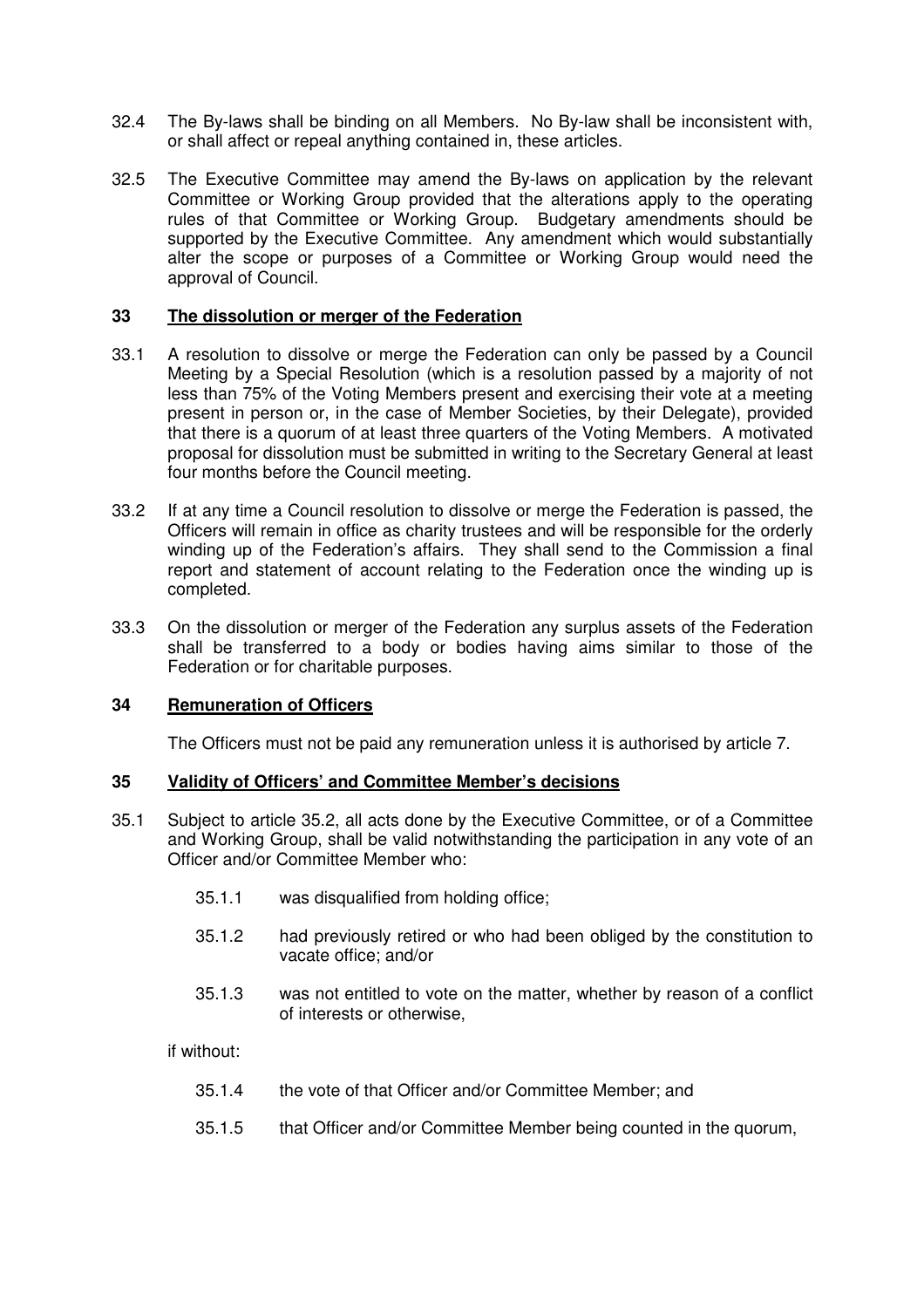32.4 The By-laws shall be binding on all Members. No By-law shall be inconsistent with, or shall affect or repeal anything contained in, these articles.

32.5 The Executive Committee may amend the By-laws on application by the relevant Committee or Working Group provided that the alterations apply to the operating rules of that Committee or Working Group. Budgetary amendments should be supported by the Executive Committee. Any amendment which would substantially alter the scope or purposes of a Committee or Working Group would need the approval of Council.

## 33 <u>The dissolution or merger of the Federation</u>

33.1 A resolution to dissolve or merge the Federation can only be passed by a Council Meeting by a Special Resolution (which is a resolution passed by a majority of not less than 75% of the Voting Members present and exercising their vote at a meeting present in person or, in the case of Member Societies, by their Delegate), provided that there is a quorum of at least three quarters of the Voting Members. A motivated proposal for dissolution must be submitted in writing to the Secretary General at least four months before the Council meeting.

33.2 If at any time a Council resolution to dissolve or merge the Federation is passed, the Officers will remain in office as charity trustees and will be responsible for the orderly winding up of the Federation's affairs. They shall send to the Commission a final report and statement of account relating to the Federation once the winding up is completed.

33.3 On the dissolution or merger of the Federation any surplus assets of the Federation shall be transferred to a body or bodies having aims similar to those of the Federation or for charitable purposes.

## 34 <u>Remuneration of Officers</u>

The Officers must not be paid any remuneration unless it is authorised by article 7.

## 35 <u>Validity of Officers' and Committee Member's decisions</u>

35.1 Subject to article 35.2, all acts done by the Executive Committee, or of a Committee and Working Group, shall be valid notwithstanding the participation in any vote of an Officer and/or Committee Member who:

35.1.1 was disqualified from holding office;

35.1.2 had previously retired or who had been obliged by the constitution to vacate office; and/or

35.1.3 was not entitled to vote on the matter, whether by reason of a conflict of interests or otherwise,

if without:

35.1.4 the vote of that Officer and/or Committee Member; and

35.1.5 that Officer and/or Committee Member being counted in the quorum,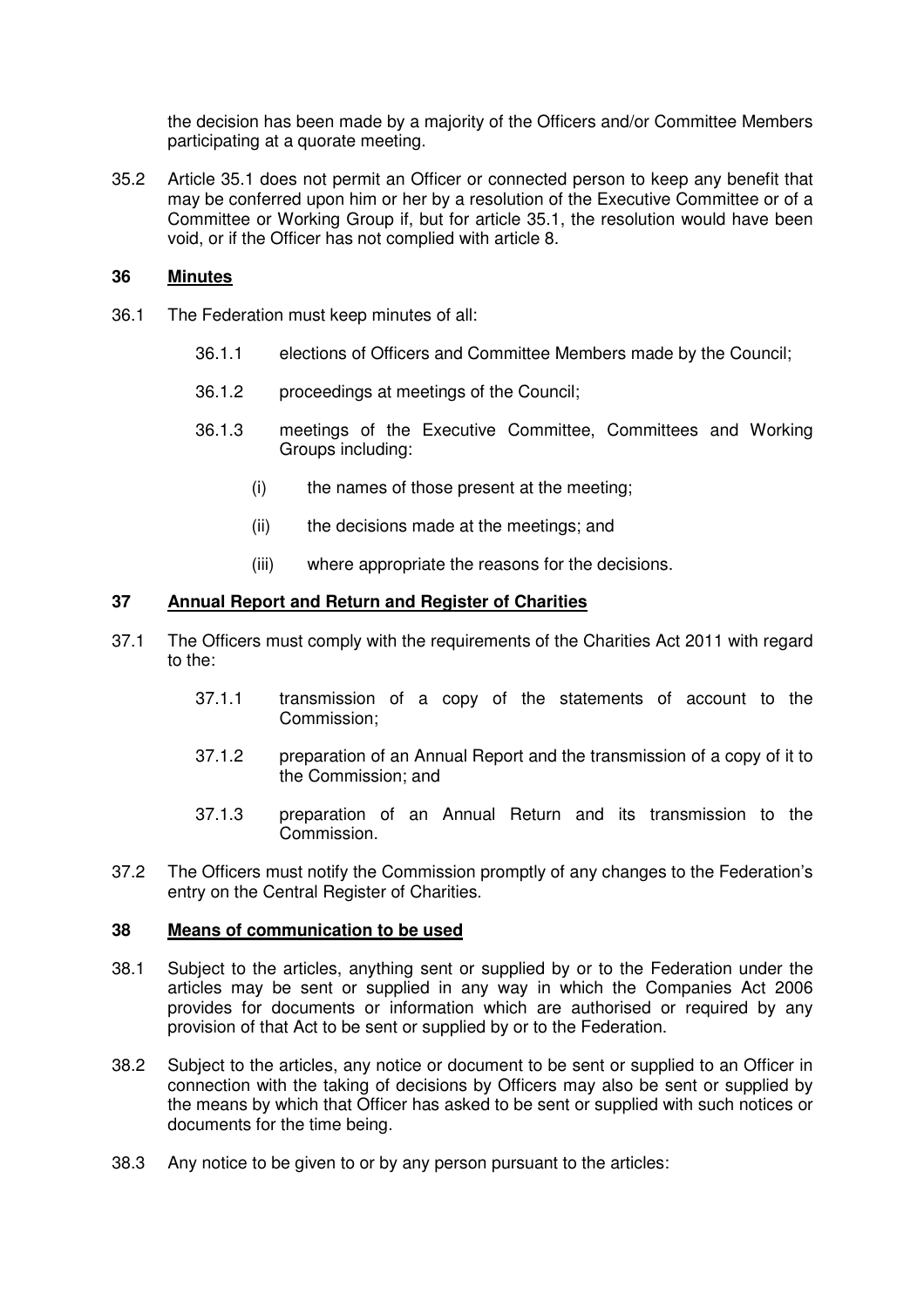the decision has been made by a majority of the Officers and/or Committee Members participating at a quorate meeting.

35.2 Article 35.1 does not permit an Officer or connected person to keep any benefit that may be conferred upon him or her by a resolution of the Executive Committee or of a Committee or Working Group if, but for article 35.1, the resolution would have been void, or if the Officer has not complied with article 8.

## 36 Minutes

36.1 The Federation must keep minutes of all:

36.1.1 elections of Officers and Committee Members made by the Council;

36.1.2 proceedings at meetings of the Council;

36.1.3 meetings of the Executive Committee, Committees and Working Groups including:

(i) the names of those present at the meeting;

(ii) the decisions made at the meetings; and

(iii) where appropriate the reasons for the decisions.

## 37 Annual Report and Return and Register of Charities

37.1 The Officers must comply with the requirements of the Charities Act 2011 with regard to the:

37.1.1 transmission of a copy of the statements of account to the Commission;

37.1.2 preparation of an Annual Report and the transmission of a copy of it to the Commission; and

37.1.3 preparation of an Annual Return and its transmission to the Commission.

37.2 The Officers must notify the Commission promptly of any changes to the Federation's entry on the Central Register of Charities.

## 38 Means of communication to be used

38.1 Subject to the articles, anything sent or supplied by or to the Federation under the articles may be sent or supplied in any way in which the Companies Act 2006 provides for documents or information which are authorised or required by any provision of that Act to be sent or supplied by or to the Federation.

38.2 Subject to the articles, any notice or document to be sent or supplied to an Officer in connection with the taking of decisions by Officers may also be sent or supplied by the means by which that Officer has asked to be sent or supplied with such notices or documents for the time being.

38.3 Any notice to be given to or by any person pursuant to the articles: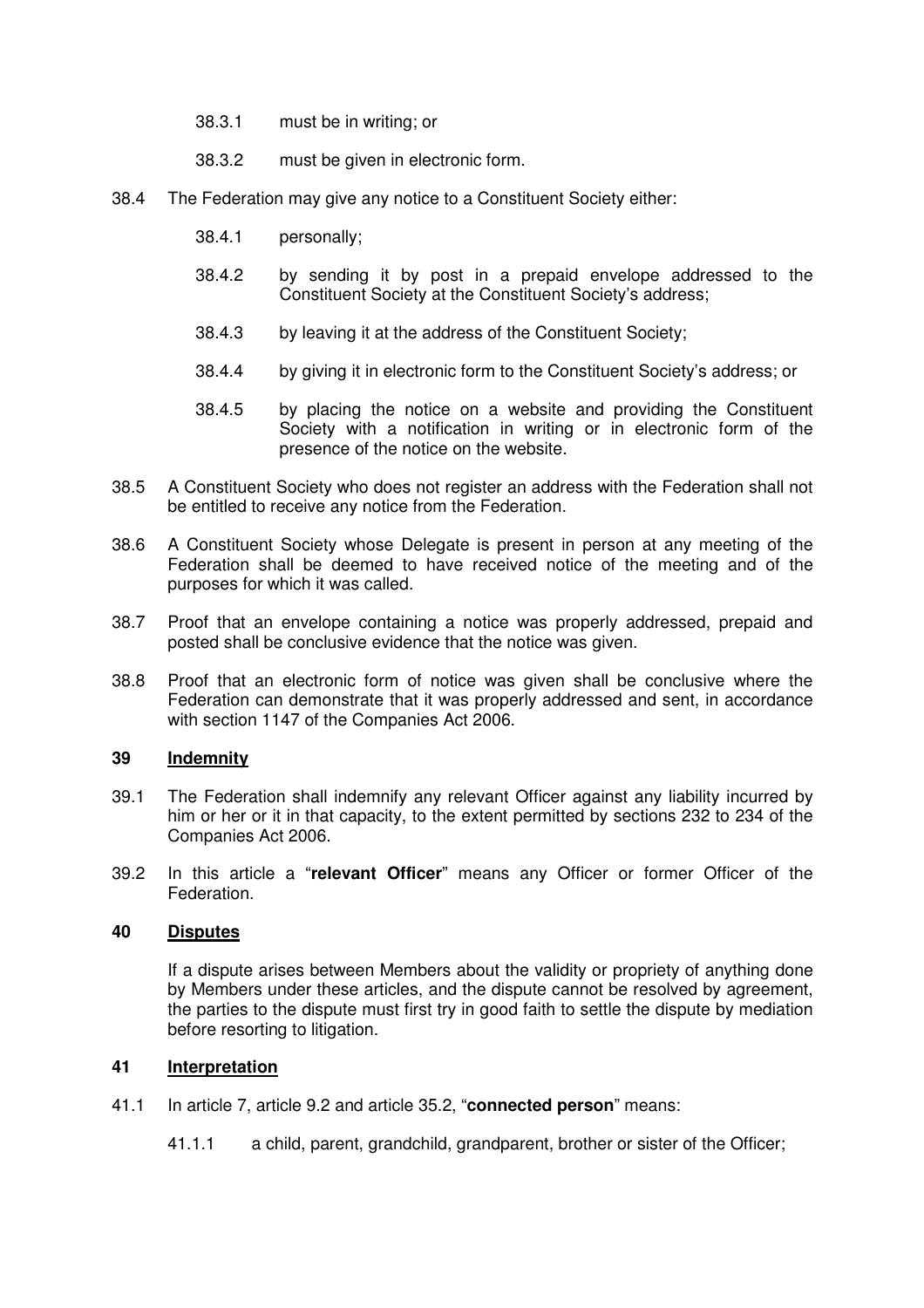38.3.1 must be in writing; or

38.3.2 must be given in electronic form.

38.4 The Federation may give any notice to a Constituent Society either:

38.4.1 personally;

38.4.2 by sending it by post in a prepaid envelope addressed to the Constituent Society at the Constituent Society's address;

38.4.3 by leaving it at the address of the Constituent Society;

38.4.4 by giving it in electronic form to the Constituent Society's address; or

38.4.5 by placing the notice on a website and providing the Constituent Society with a notification in writing or in electronic form of the presence of the notice on the website.

38.5 A Constituent Society who does not register an address with the Federation shall not be entitled to receive any notice from the Federation.

38.6 A Constituent Society whose Delegate is present in person at any meeting of the Federation shall be deemed to have received notice of the meeting and of the purposes for which it was called.

38.7 Proof that an envelope containing a notice was properly addressed, prepaid and posted shall be conclusive evidence that the notice was given.

38.8 Proof that an electronic form of notice was given shall be conclusive where the Federation can demonstrate that it was properly addressed and sent, in accordance with section 1147 of the Companies Act 2006.

## 39 Indemnity

39.1 The Federation shall indemnify any relevant Officer against any liability incurred by him or her or it in that capacity, to the extent permitted by sections 232 to 234 of the Companies Act 2006.

39.2 In this article a "**relevant Officer**" means any Officer or former Officer of the Federation.

## 40 Disputes

If a dispute arises between Members about the validity or propriety of anything done by Members under these articles, and the dispute cannot be resolved by agreement, the parties to the dispute must first try in good faith to settle the dispute by mediation before resorting to litigation.

## 41 Interpretation

41.1 In article 7, article 9.2 and article 35.2, "**connected person**" means:

41.1.1 a child, parent, grandchild, grandparent, brother or sister of the Officer;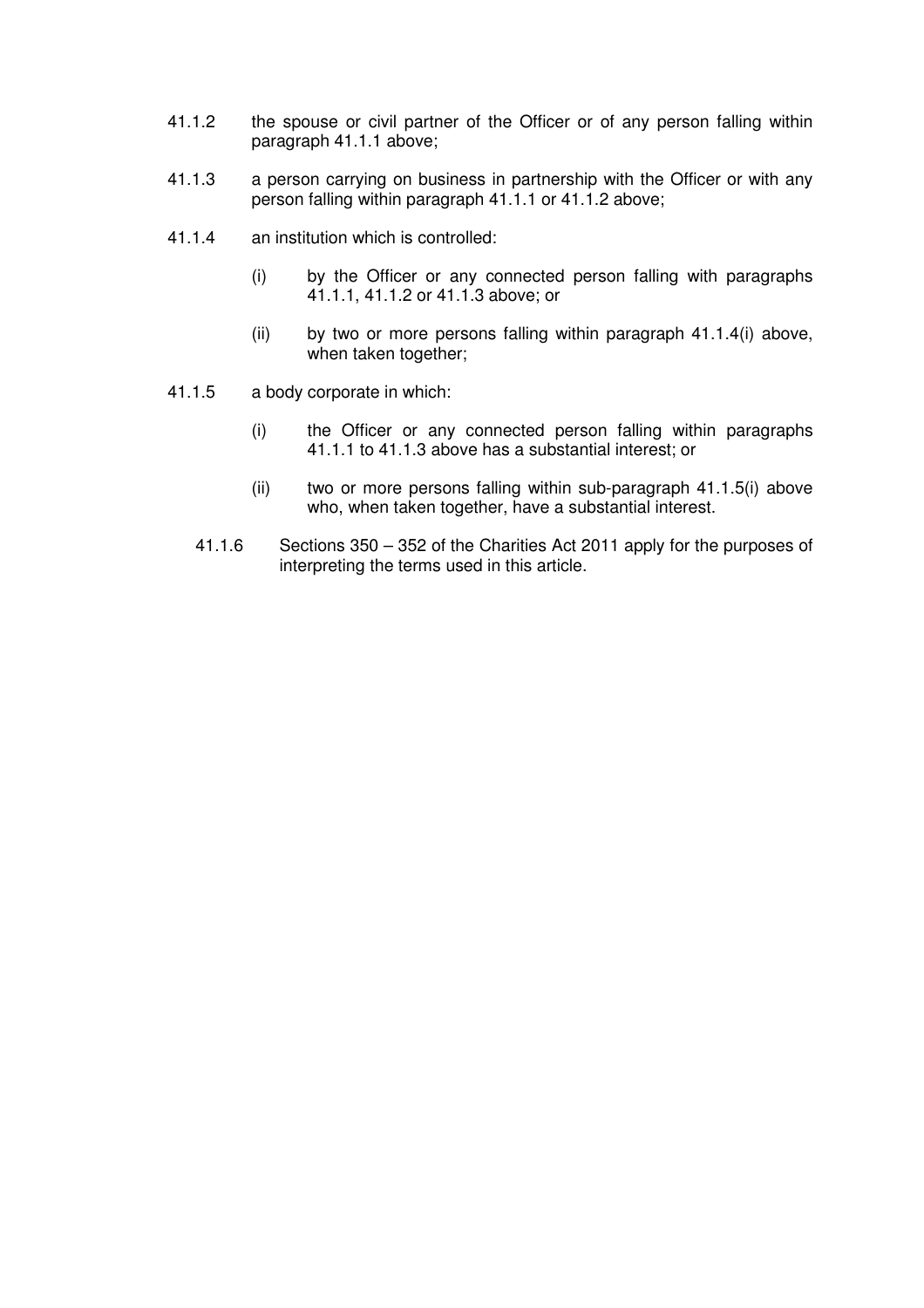41.1.2 the spouse or civil partner of the Officer or of any person falling within paragraph 41.1.1 above;

41.1.3 a person carrying on business in partnership with the Officer or with any person falling within paragraph 41.1.1 or 41.1.2 above;

41.1.4 an institution which is controlled:

(i) by the Officer or any connected person falling with paragraphs 41.1.1, 41.1.2 or 41.1.3 above; or

(ii) by two or more persons falling within paragraph 41.1.4(i) above, when taken together;

41.1.5 a body corporate in which:

(i) the Officer or any connected person falling within paragraphs 41.1.1 to 41.1.3 above has a substantial interest; or

(ii) two or more persons falling within sub-paragraph 41.1.5(i) above who, when taken together, have a substantial interest.

41.1.6 Sections 350 – 352 of the Charities Act 2011 apply for the purposes of interpreting the terms used in this article.